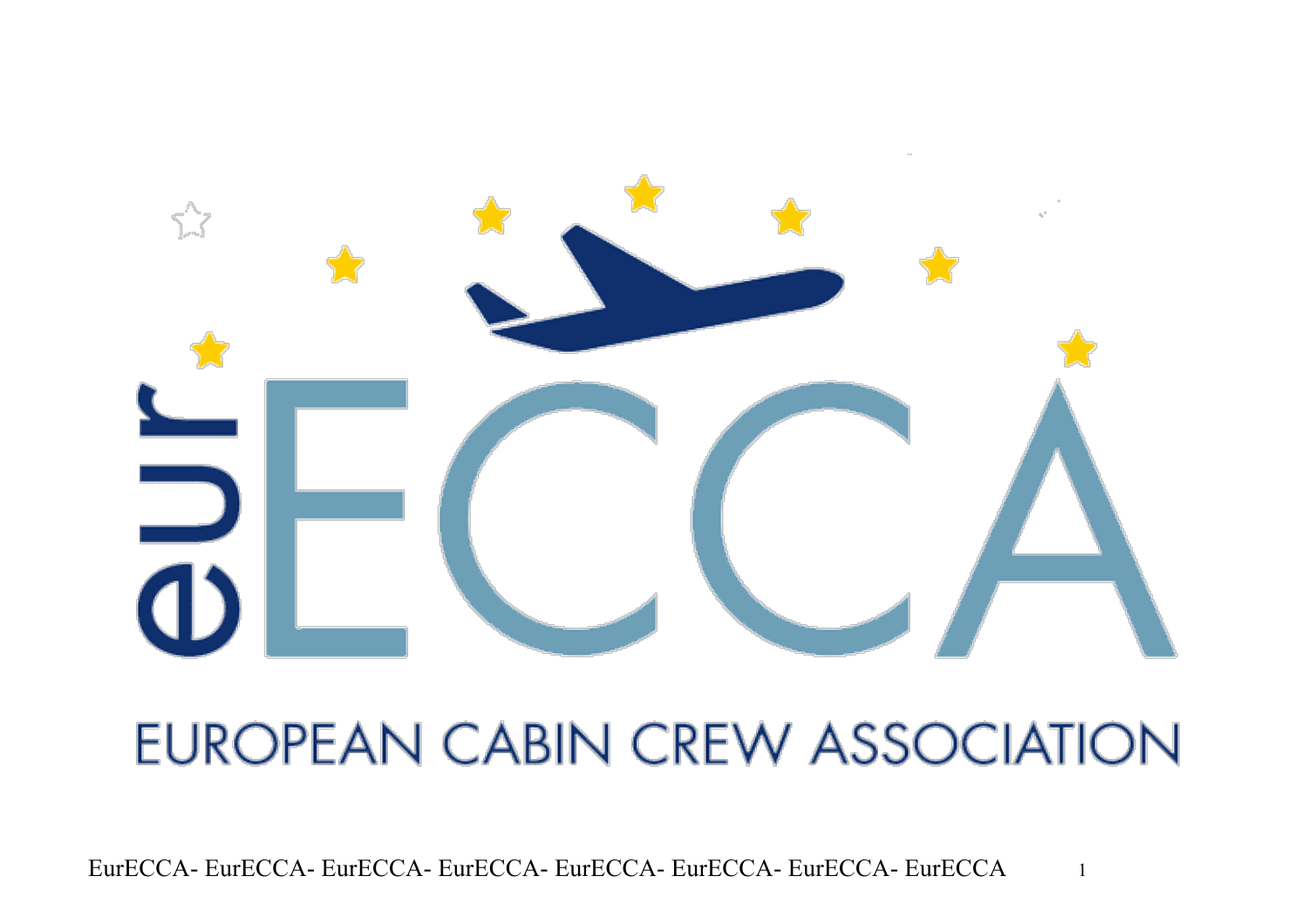# eurECCA

## EUROPEAN CABIN CREW ASSOCIATION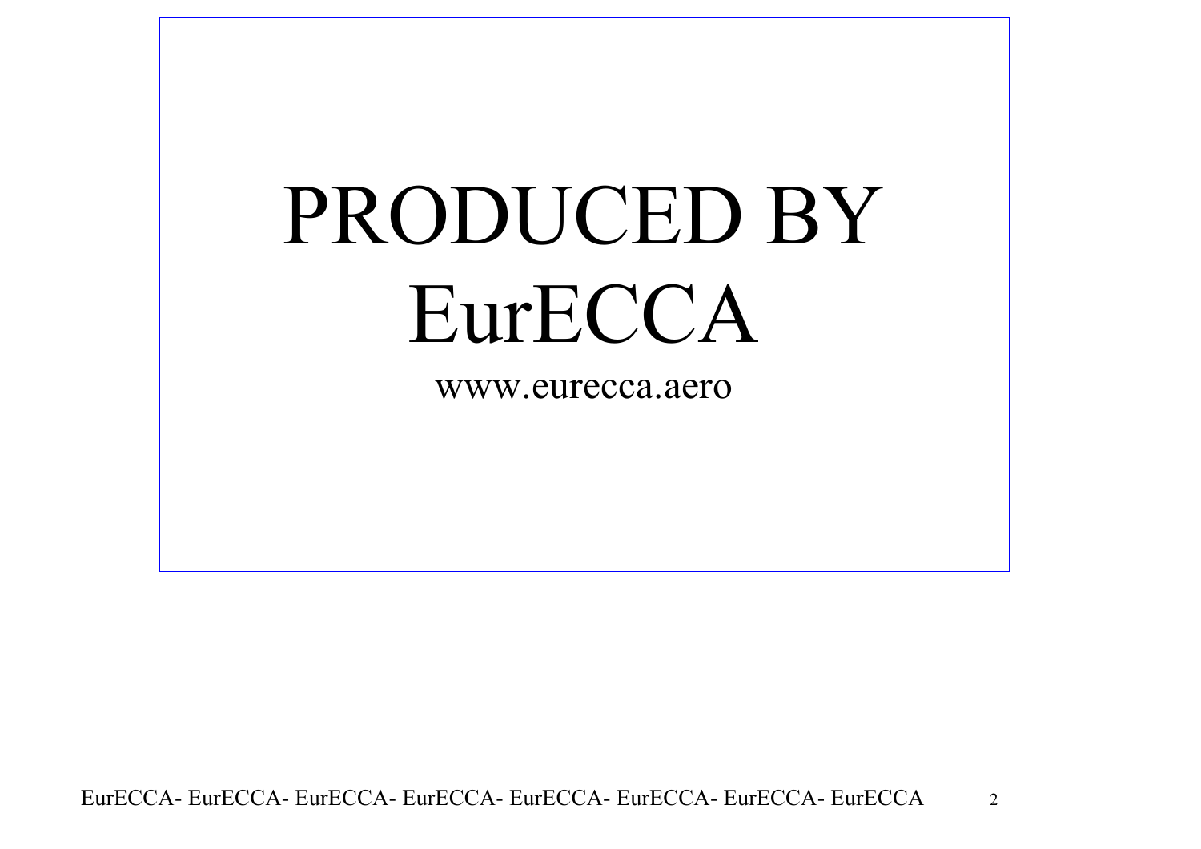# PRODUCED BY EurECCA

www.eurecca.aero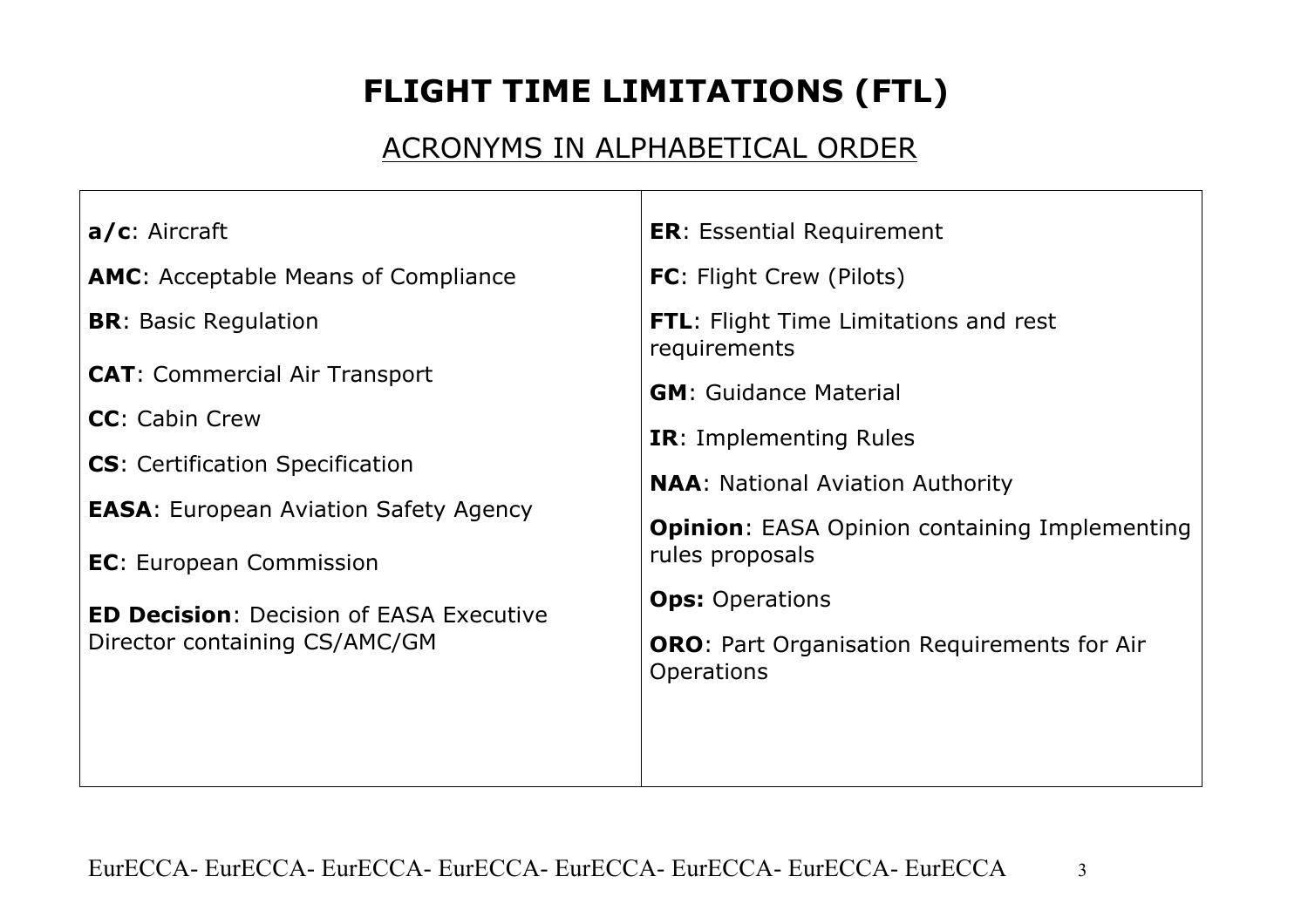# FLIGHT TIME LIMITATIONS (FTL)

## ACRONYMS IN ALPHABETICAL ORDER

**a/c**: Aircraft

**AMC**: Acceptable Means of Compliance

**BR**: Basic Regulation

**CAT**: Commercial Air Transport

**CC**: Cabin Crew

**CS**: Certification Specification

**EASA**: European Aviation Safety Agency

**EC**: European Commission

**ED Decision**: Decision of EASA Executive Director containing CS/AMC/GM

**ER**: Essential Requirement

**FC**: Flight Crew (Pilots)

**FTL**: Flight Time Limitations and rest requirements

**GM**: Guidance Material

**IR**: Implementing Rules

**NAA**: National Aviation Authority

**Opinion**: EASA Opinion containing Implementing rules proposals

**Ops:** Operations

**ORO**: Part Organisation Requirements for Air Operations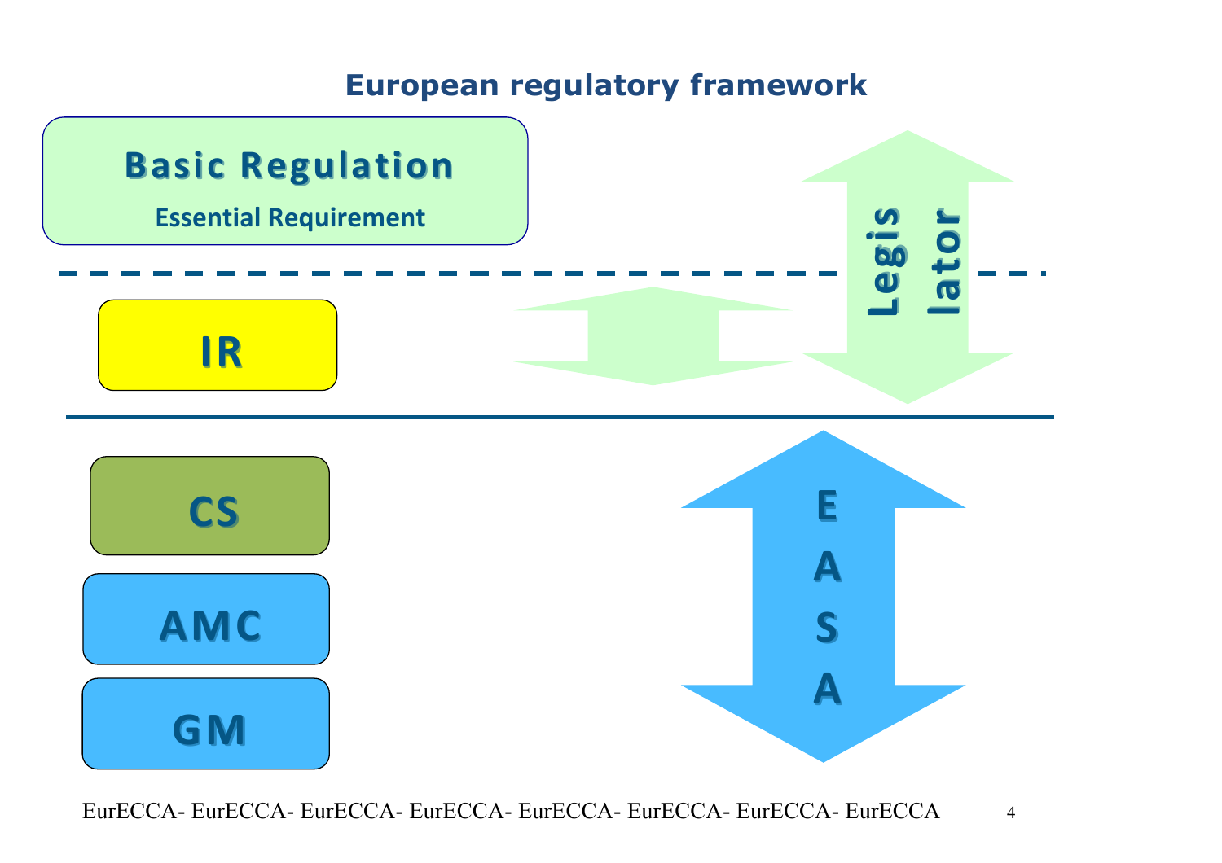# European regulatory framework

**Basic Regulation**

**Essential Requirement**

**IR**

**CS**

**AMC**

**GM**

**Legislator**

**EASA**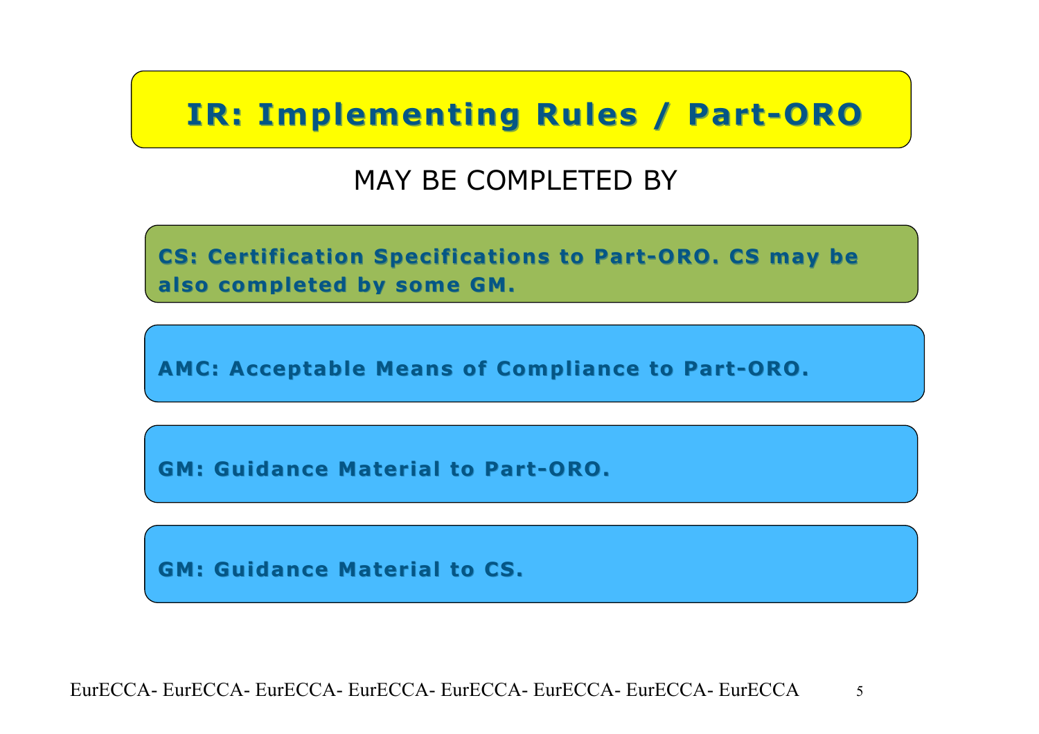# IR: Implementing Rules / Part-ORO

MAY BE COMPLETED BY

**CS: Certification Specifications to Part-ORO. CS may be also completed by some GM.**

**AMC: Acceptable Means of Compliance to Part-ORO.**

**GM: Guidance Material to Part-ORO.**

**GM: Guidance Material to CS.**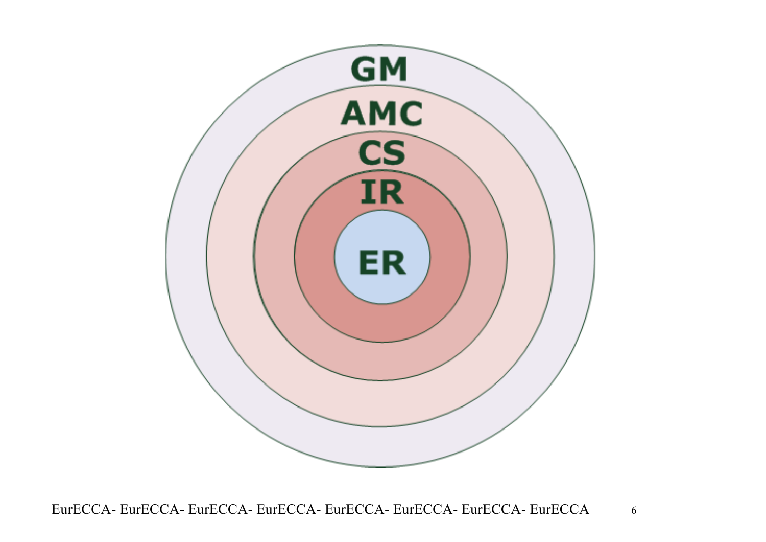GM

AMC

CS

IR

ER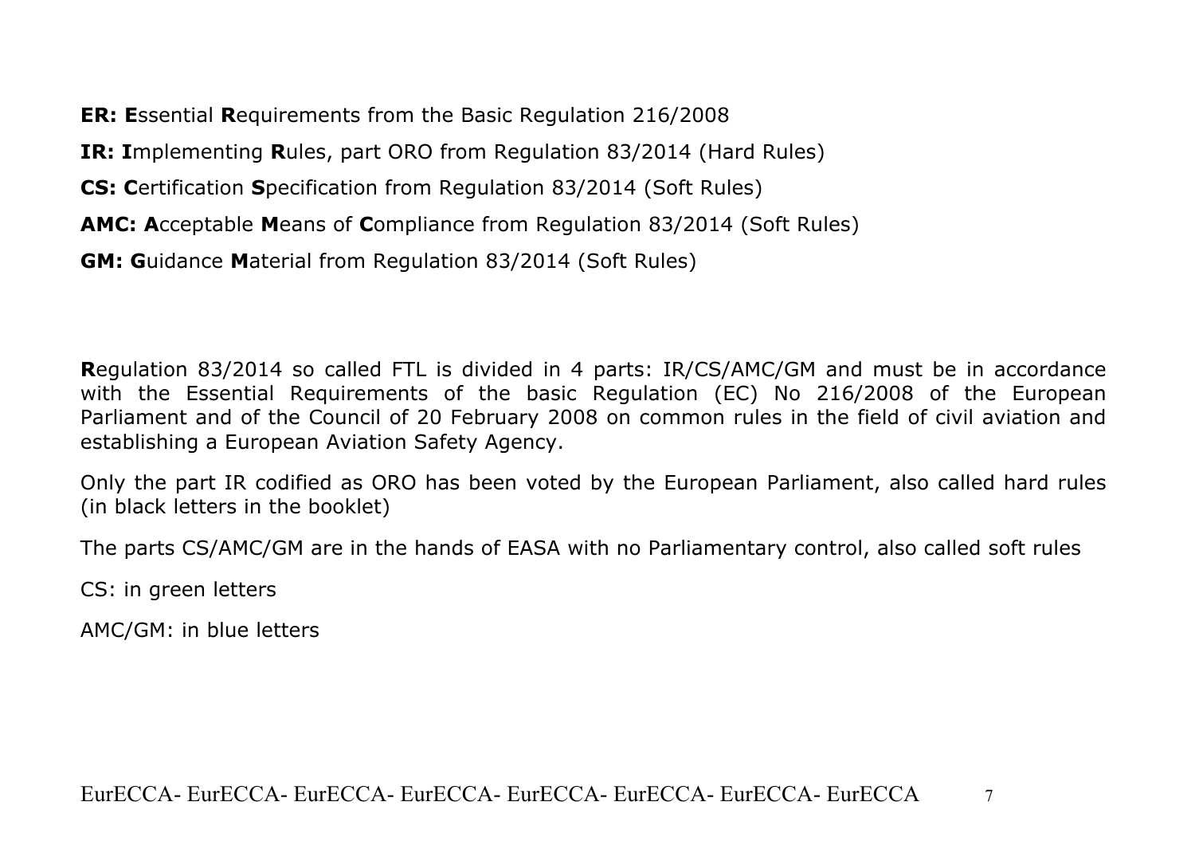**ER: E**ssential **R**equirements from the Basic Regulation 216/2008

**IR: I**mplementing **R**ules, part ORO from Regulation 83/2014 (Hard Rules)

**CS: C**ertification **S**pecification from Regulation 83/2014 (Soft Rules)

**AMC: A**cceptable **M**eans of **C**ompliance from Regulation 83/2014 (Soft Rules)

**GM: G**uidance **M**aterial from Regulation 83/2014 (Soft Rules)

**R**egulation 83/2014 so called FTL is divided in 4 parts: IR/CS/AMC/GM and must be in accordance with the Essential Requirements of the basic Regulation (EC) No 216/2008 of the European Parliament and of the Council of 20 February 2008 on common rules in the field of civil aviation and establishing a European Aviation Safety Agency.

Only the part IR codified as ORO has been voted by the European Parliament, also called hard rules (in black letters in the booklet)

The parts CS/AMC/GM are in the hands of EASA with no Parliamentary control, also called soft rules

CS: in green letters

AMC/GM: in blue letters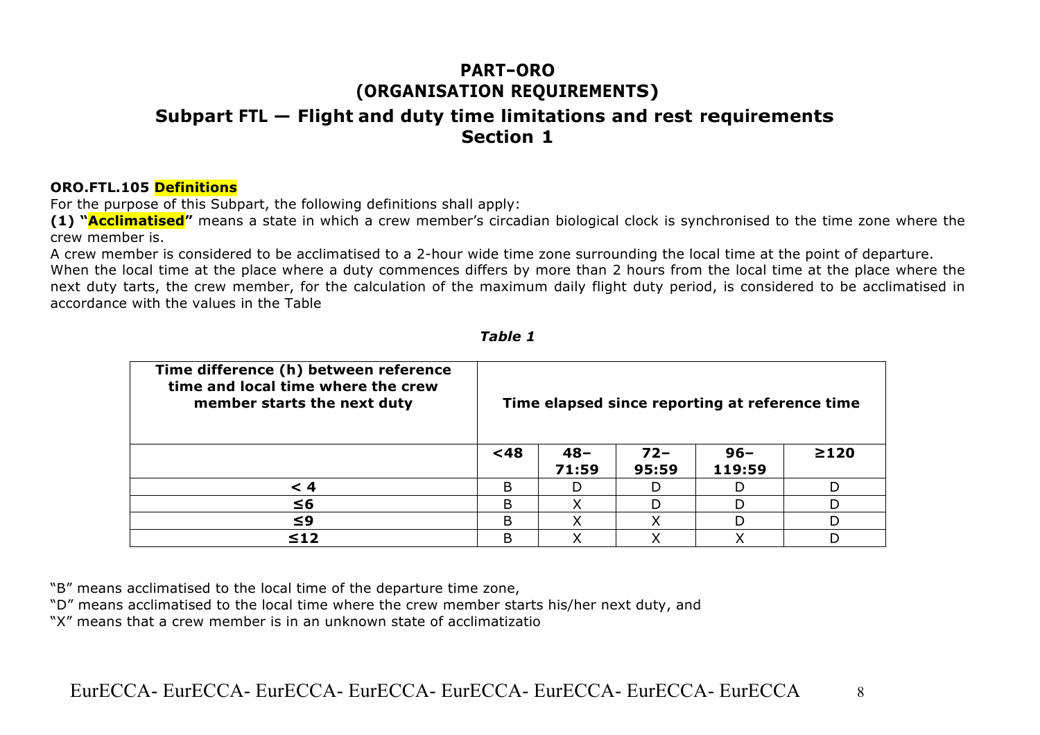# PART-ORO
# (ORGANISATION REQUIREMENTS)

## Subpart FTL — Flight and duty time limitations and rest requirements
## Section 1

**ORO.FTL.105 Definitions**

For the purpose of this Subpart, the following definitions shall apply:

**(1) "Acclimatised"** means a state in which a crew member's circadian biological clock is synchronised to the time zone where the crew member is.

A crew member is considered to be acclimatised to a 2-hour wide time zone surrounding the local time at the point of departure.

When the local time at the place where a duty commences differs by more than 2 hours from the local time at the place where the next duty tarts, the crew member, for the calculation of the maximum daily flight duty period, is considered to be acclimatised in accordance with the values in the Table

*Table 1*

| Time difference (h) between reference time and local time where the crew member starts the next duty | Time elapsed since reporting at reference time | | | | |
|---|---|---|---|---|---|
| | **<48** | **48–71:59** | **72–95:59** | **96–119:59** | **≥120** |
| **< 4** | B | D | D | D | D |
| **≤6** | B | X | D | D | D |
| **≤9** | B | X | X | D | D |
| **≤12** | B | X | X | X | D |

"B" means acclimatised to the local time of the departure time zone,

"D" means acclimatised to the local time where the crew member starts his/her next duty, and

"X" means that a crew member is in an unknown state of acclimatizatio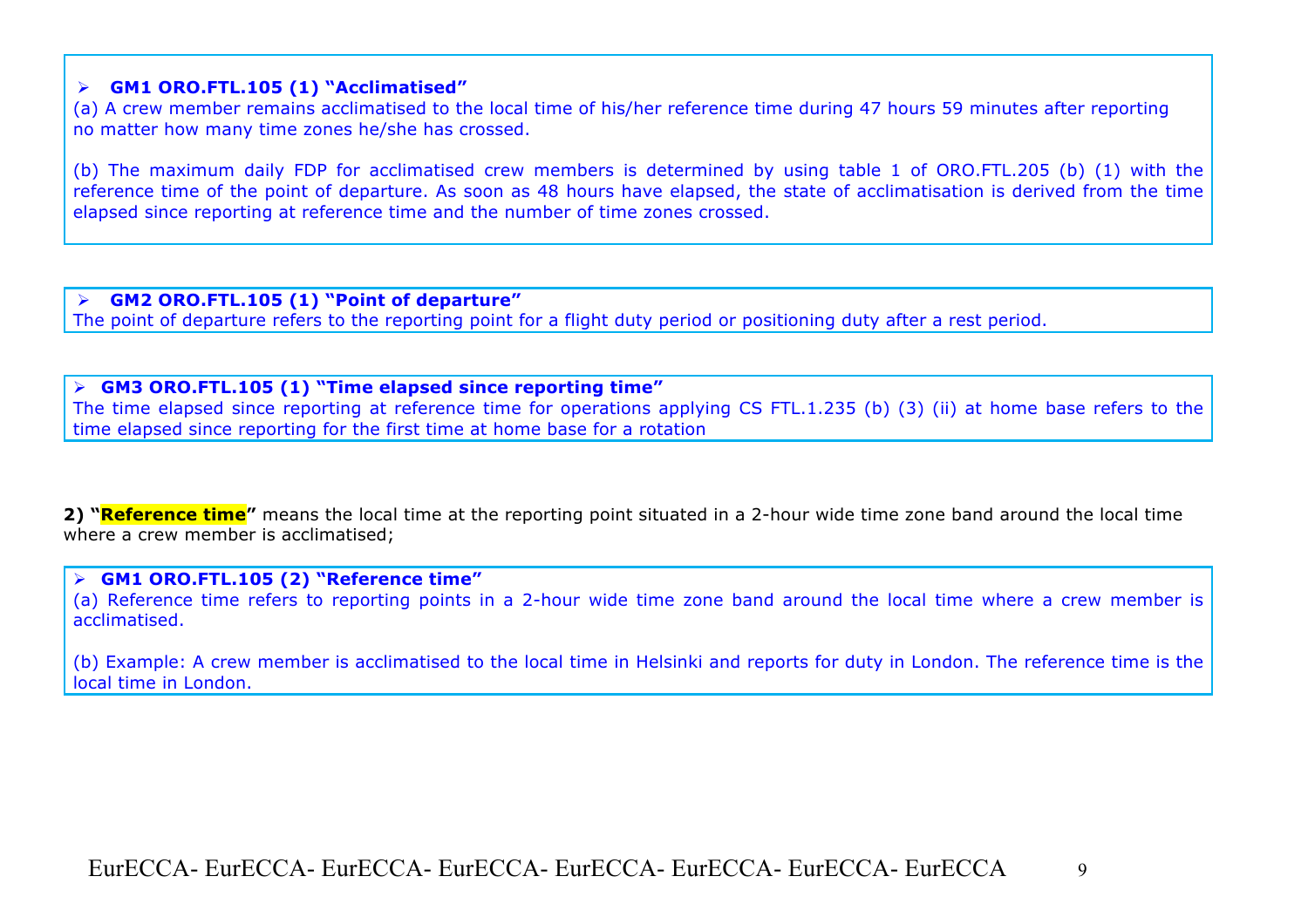> ➢ **GM1 ORO.FTL.105 (1) "Acclimatised"**
>
> (a) A crew member remains acclimatised to the local time of his/her reference time during 47 hours 59 minutes after reporting no matter how many time zones he/she has crossed.
>
> (b) The maximum daily FDP for acclimatised crew members is determined by using table 1 of ORO.FTL.205 (b) (1) with the reference time of the point of departure. As soon as 48 hours have elapsed, the state of acclimatisation is derived from the time elapsed since reporting at reference time and the number of time zones crossed.

> ➢ **GM2 ORO.FTL.105 (1) "Point of departure"**
>
> The point of departure refers to the reporting point for a flight duty period or positioning duty after a rest period.

> ➢ **GM3 ORO.FTL.105 (1) "Time elapsed since reporting time"**
>
> The time elapsed since reporting at reference time for operations applying CS FTL.1.235 (b) (3) (ii) at home base refers to the time elapsed since reporting for the first time at home base for a rotation

**2) "Reference time"** means the local time at the reporting point situated in a 2-hour wide time zone band around the local time where a crew member is acclimatised;

> ➢ **GM1 ORO.FTL.105 (2) "Reference time"**
>
> (a) Reference time refers to reporting points in a 2-hour wide time zone band around the local time where a crew member is acclimatised.
>
> (b) Example: A crew member is acclimatised to the local time in Helsinki and reports for duty in London. The reference time is the local time in London.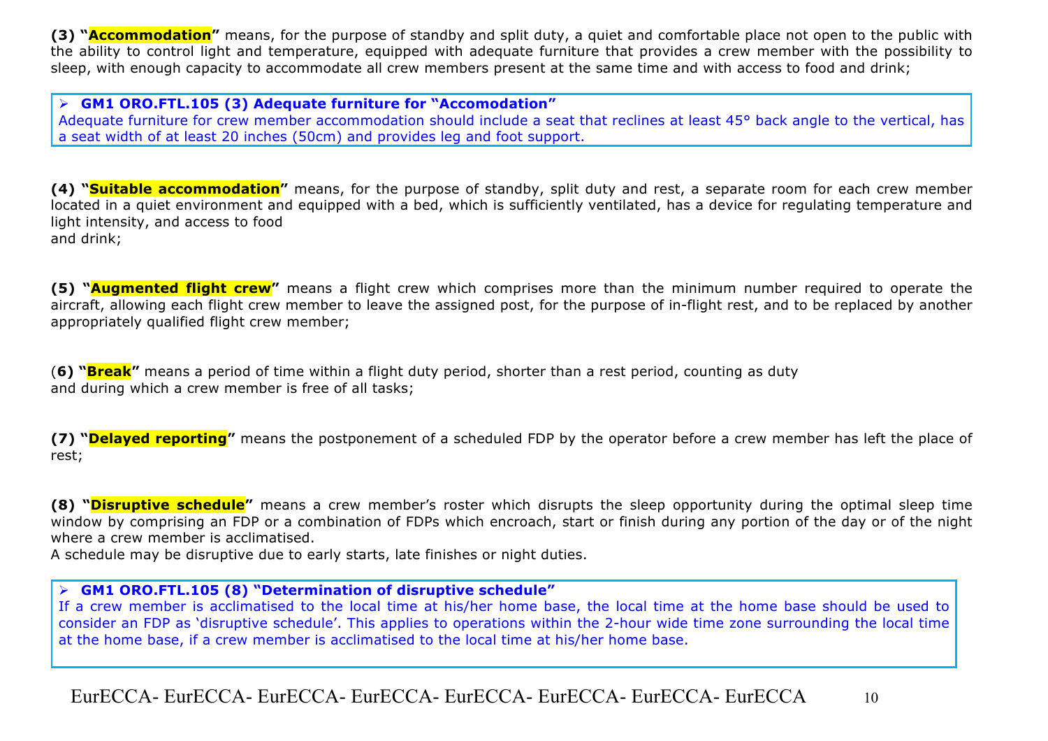**(3) "Accommodation"** means, for the purpose of standby and split duty, a quiet and comfortable place not open to the public with the ability to control light and temperature, equipped with adequate furniture that provides a crew member with the possibility to sleep, with enough capacity to accommodate all crew members present at the same time and with access to food and drink;

> ➢ **GM1 ORO.FTL.105 (3) Adequate furniture for "Accomodation"**
> Adequate furniture for crew member accommodation should include a seat that reclines at least 45° back angle to the vertical, has a seat width of at least 20 inches (50cm) and provides leg and foot support.

**(4) "Suitable accommodation"** means, for the purpose of standby, split duty and rest, a separate room for each crew member located in a quiet environment and equipped with a bed, which is sufficiently ventilated, has a device for regulating temperature and light intensity, and access to food and drink;

**(5) "Augmented flight crew"** means a flight crew which comprises more than the minimum number required to operate the aircraft, allowing each flight crew member to leave the assigned post, for the purpose of in-flight rest, and to be replaced by another appropriately qualified flight crew member;

**(6) "Break"** means a period of time within a flight duty period, shorter than a rest period, counting as duty and during which a crew member is free of all tasks;

**(7) "Delayed reporting"** means the postponement of a scheduled FDP by the operator before a crew member has left the place of rest;

**(8) "Disruptive schedule"** means a crew member's roster which disrupts the sleep opportunity during the optimal sleep time window by comprising an FDP or a combination of FDPs which encroach, start or finish during any portion of the day or of the night where a crew member is acclimatised.
A schedule may be disruptive due to early starts, late finishes or night duties.

> ➢ **GM1 ORO.FTL.105 (8) "Determination of disruptive schedule"**
> If a crew member is acclimatised to the local time at his/her home base, the local time at the home base should be used to consider an FDP as 'disruptive schedule'. This applies to operations within the 2-hour wide time zone surrounding the local time at the home base, if a crew member is acclimatised to the local time at his/her home base.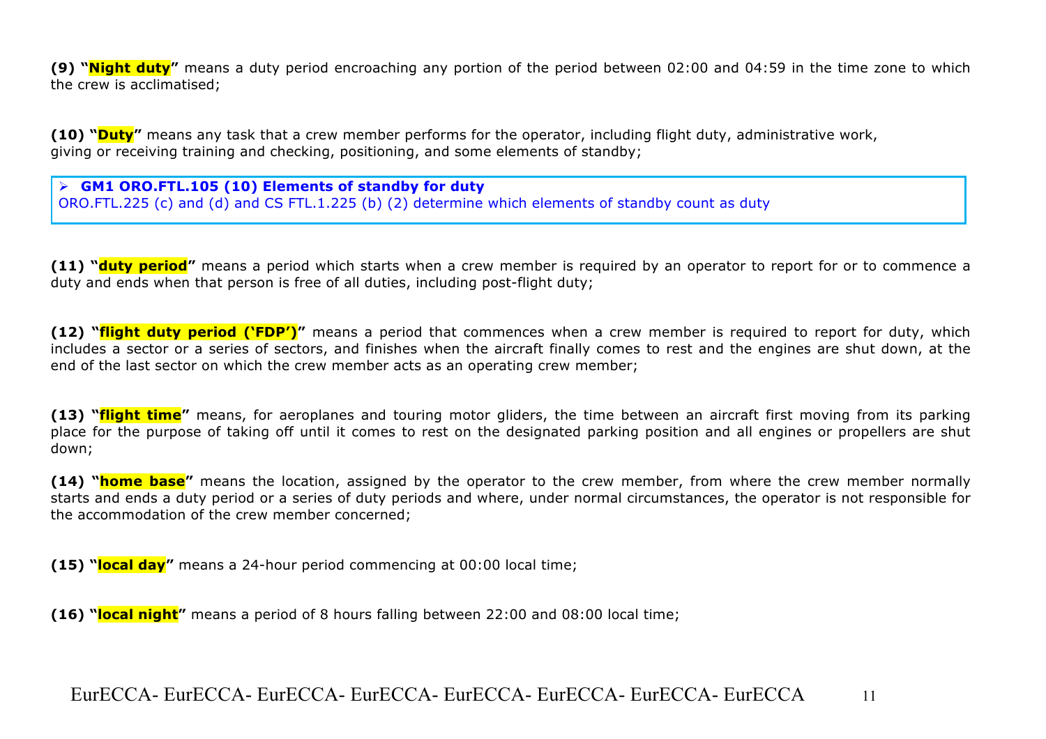**(9) "Night duty"** means a duty period encroaching any portion of the period between 02:00 and 04:59 in the time zone to which the crew is acclimatised;

**(10) "Duty"** means any task that a crew member performs for the operator, including flight duty, administrative work, giving or receiving training and checking, positioning, and some elements of standby;

> - **GM1 ORO.FTL.105 (10) Elements of standby for duty**
> ORO.FTL.225 (c) and (d) and CS FTL.1.225 (b) (2) determine which elements of standby count as duty

**(11) "duty period"** means a period which starts when a crew member is required by an operator to report for or to commence a duty and ends when that person is free of all duties, including post-flight duty;

**(12) "flight duty period ('FDP')"** means a period that commences when a crew member is required to report for duty, which includes a sector or a series of sectors, and finishes when the aircraft finally comes to rest and the engines are shut down, at the end of the last sector on which the crew member acts as an operating crew member;

**(13) "flight time"** means, for aeroplanes and touring motor gliders, the time between an aircraft first moving from its parking place for the purpose of taking off until it comes to rest on the designated parking position and all engines or propellers are shut down;

**(14) "home base"** means the location, assigned by the operator to the crew member, from where the crew member normally starts and ends a duty period or a series of duty periods and where, under normal circumstances, the operator is not responsible for the accommodation of the crew member concerned;

**(15) "local day"** means a 24-hour period commencing at 00:00 local time;

**(16) "local night"** means a period of 8 hours falling between 22:00 and 08:00 local time;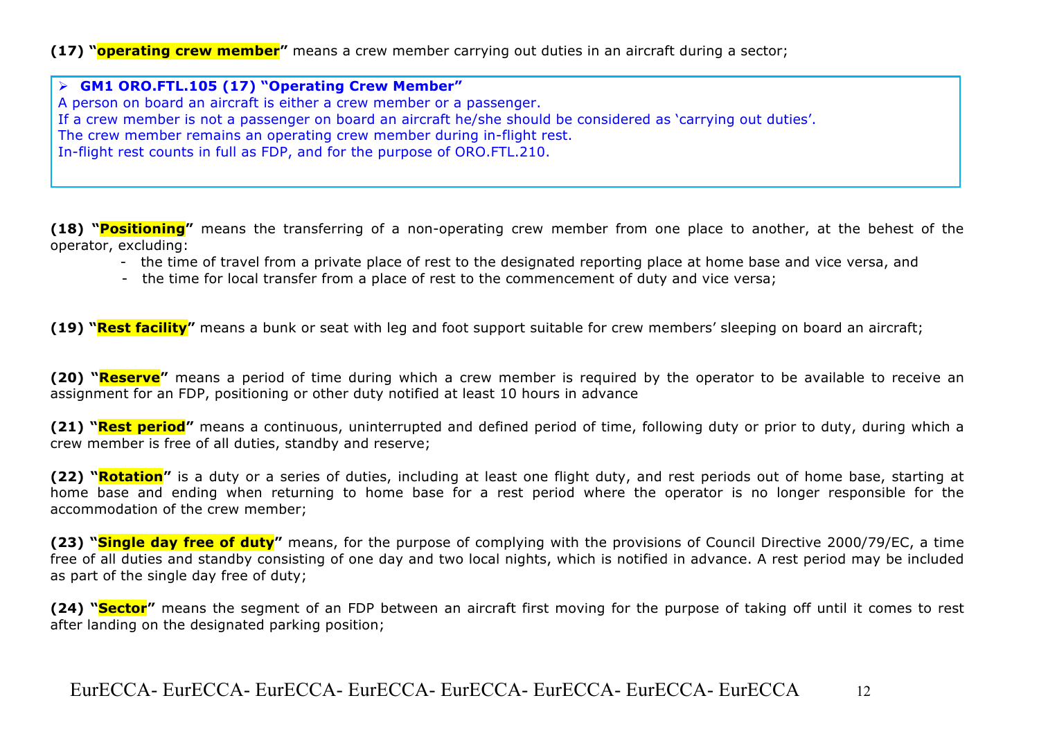**(17) "operating crew member"** means a crew member carrying out duties in an aircraft during a sector;

> - **GM1 ORO.FTL.105 (17) "Operating Crew Member"**
>
> A person on board an aircraft is either a crew member or a passenger.
> If a crew member is not a passenger on board an aircraft he/she should be considered as 'carrying out duties'.
> The crew member remains an operating crew member during in-flight rest.
> In-flight rest counts in full as FDP, and for the purpose of ORO.FTL.210.

**(18) "Positioning"** means the transferring of a non-operating crew member from one place to another, at the behest of the operator, excluding:

- the time of travel from a private place of rest to the designated reporting place at home base and vice versa, and
- the time for local transfer from a place of rest to the commencement of duty and vice versa;

**(19) "Rest facility"** means a bunk or seat with leg and foot support suitable for crew members' sleeping on board an aircraft;

**(20) "Reserve"** means a period of time during which a crew member is required by the operator to be available to receive an assignment for an FDP, positioning or other duty notified at least 10 hours in advance

**(21) "Rest period"** means a continuous, uninterrupted and defined period of time, following duty or prior to duty, during which a crew member is free of all duties, standby and reserve;

**(22) "Rotation"** is a duty or a series of duties, including at least one flight duty, and rest periods out of home base, starting at home base and ending when returning to home base for a rest period where the operator is no longer responsible for the accommodation of the crew member;

**(23) "Single day free of duty"** means, for the purpose of complying with the provisions of Council Directive 2000/79/EC, a time free of all duties and standby consisting of one day and two local nights, which is notified in advance. A rest period may be included as part of the single day free of duty;

**(24) "Sector"** means the segment of an FDP between an aircraft first moving for the purpose of taking off until it comes to rest after landing on the designated parking position;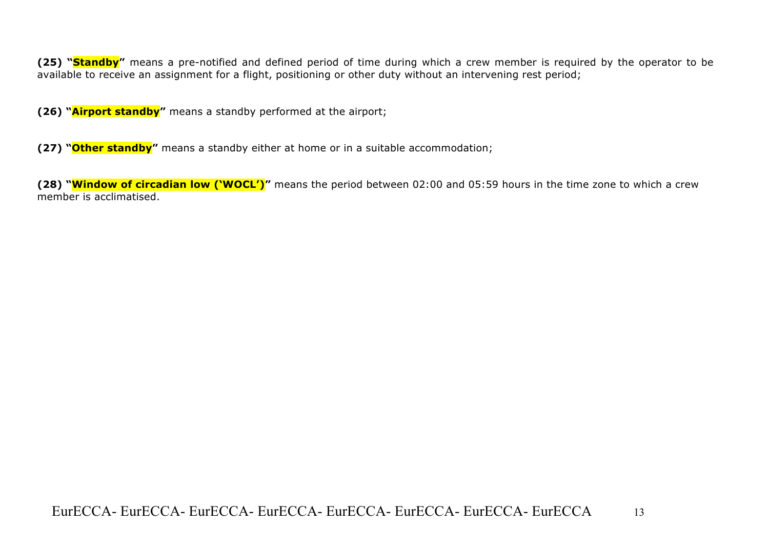**(25) "Standby"** means a pre-notified and defined period of time during which a crew member is required by the operator to be available to receive an assignment for a flight, positioning or other duty without an intervening rest period;

**(26) "Airport standby"** means a standby performed at the airport;

**(27) "Other standby"** means a standby either at home or in a suitable accommodation;

**(28) "Window of circadian low ('WOCL')"** means the period between 02:00 and 05:59 hours in the time zone to which a crew member is acclimatised.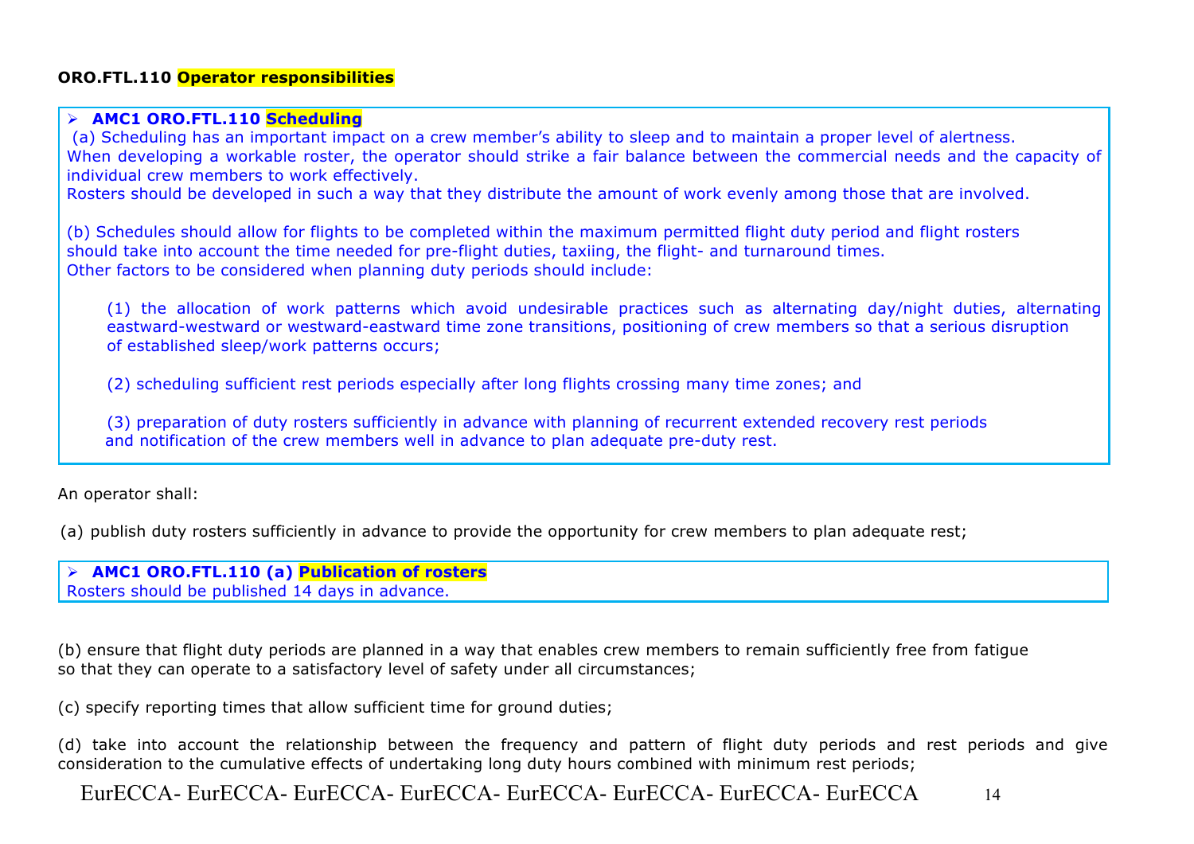**ORO.FTL.110 Operator responsibilities**

> ➢ **AMC1 ORO.FTL.110 Scheduling**
>
> (a) Scheduling has an important impact on a crew member's ability to sleep and to maintain a proper level of alertness.
> When developing a workable roster, the operator should strike a fair balance between the commercial needs and the capacity of individual crew members to work effectively.
> Rosters should be developed in such a way that they distribute the amount of work evenly among those that are involved.
>
> (b) Schedules should allow for flights to be completed within the maximum permitted flight duty period and flight rosters should take into account the time needed for pre-flight duties, taxiing, the flight- and turnaround times.
> Other factors to be considered when planning duty periods should include:
>
> (1) the allocation of work patterns which avoid undesirable practices such as alternating day/night duties, alternating eastward-westward or westward-eastward time zone transitions, positioning of crew members so that a serious disruption of established sleep/work patterns occurs;
>
> (2) scheduling sufficient rest periods especially after long flights crossing many time zones; and
>
> (3) preparation of duty rosters sufficiently in advance with planning of recurrent extended recovery rest periods and notification of the crew members well in advance to plan adequate pre-duty rest.

An operator shall:

(a) publish duty rosters sufficiently in advance to provide the opportunity for crew members to plan adequate rest;

> ➢ **AMC1 ORO.FTL.110 (a) Publication of rosters**
> Rosters should be published 14 days in advance.

(b) ensure that flight duty periods are planned in a way that enables crew members to remain sufficiently free from fatigue so that they can operate to a satisfactory level of safety under all circumstances;

(c) specify reporting times that allow sufficient time for ground duties;

(d) take into account the relationship between the frequency and pattern of flight duty periods and rest periods and give consideration to the cumulative effects of undertaking long duty hours combined with minimum rest periods;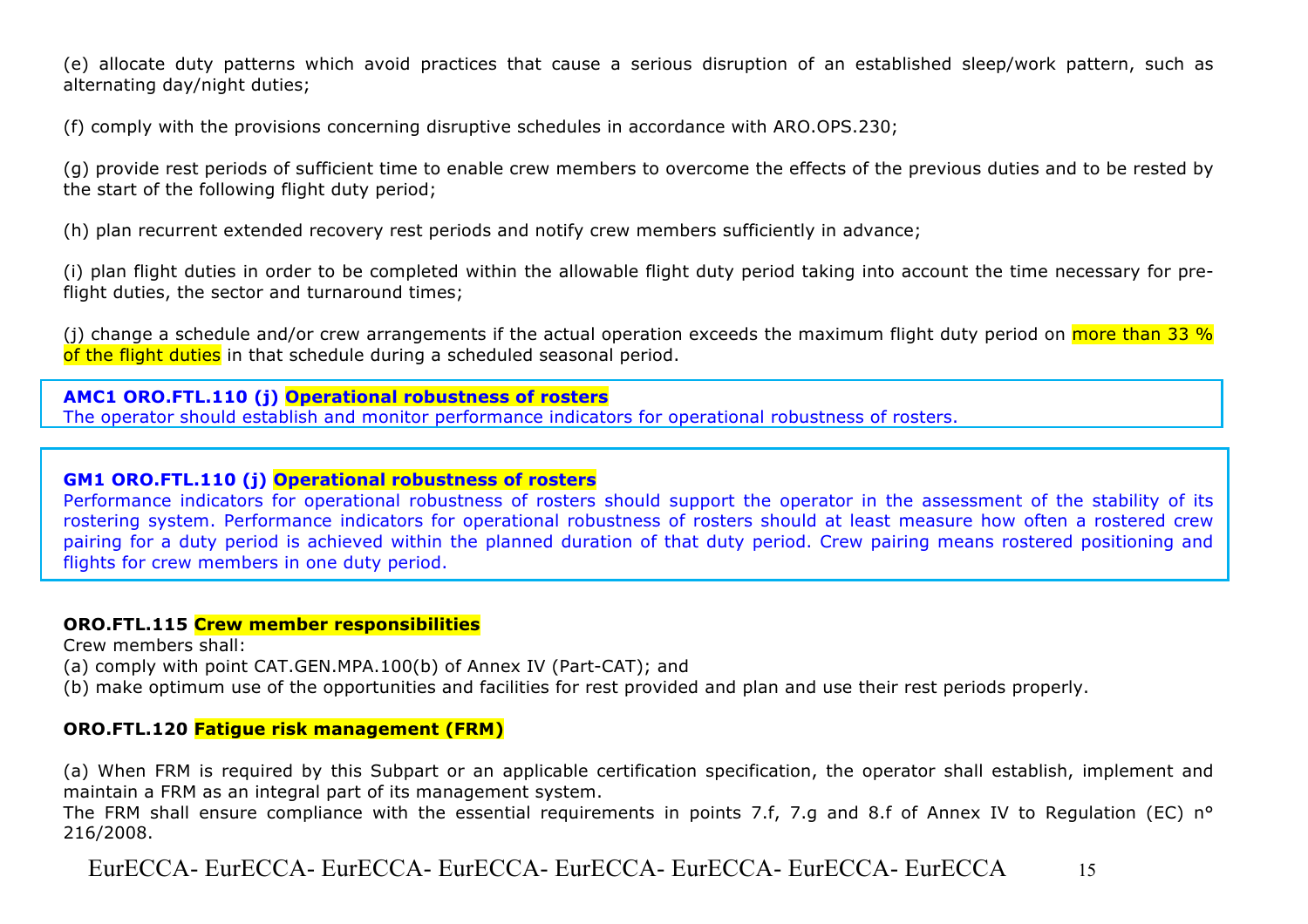(e) allocate duty patterns which avoid practices that cause a serious disruption of an established sleep/work pattern, such as alternating day/night duties;

(f) comply with the provisions concerning disruptive schedules in accordance with ARO.OPS.230;

(g) provide rest periods of sufficient time to enable crew members to overcome the effects of the previous duties and to be rested by the start of the following flight duty period;

(h) plan recurrent extended recovery rest periods and notify crew members sufficiently in advance;

(i) plan flight duties in order to be completed within the allowable flight duty period taking into account the time necessary for pre-flight duties, the sector and turnaround times;

(j) change a schedule and/or crew arrangements if the actual operation exceeds the maximum flight duty period on more than 33 % of the flight duties in that schedule during a scheduled seasonal period.

**AMC1 ORO.FTL.110 (j) Operational robustness of rosters**
The operator should establish and monitor performance indicators for operational robustness of rosters.

**GM1 ORO.FTL.110 (j) Operational robustness of rosters**
Performance indicators for operational robustness of rosters should support the operator in the assessment of the stability of its rostering system. Performance indicators for operational robustness of rosters should at least measure how often a rostered crew pairing for a duty period is achieved within the planned duration of that duty period. Crew pairing means rostered positioning and flights for crew members in one duty period.

**ORO.FTL.115 Crew member responsibilities**

Crew members shall:

(a) comply with point CAT.GEN.MPA.100(b) of Annex IV (Part-CAT); and

(b) make optimum use of the opportunities and facilities for rest provided and plan and use their rest periods properly.

**ORO.FTL.120 Fatigue risk management (FRM)**

(a) When FRM is required by this Subpart or an applicable certification specification, the operator shall establish, implement and maintain a FRM as an integral part of its management system.
The FRM shall ensure compliance with the essential requirements in points 7.f, 7.g and 8.f of Annex IV to Regulation (EC) n° 216/2008.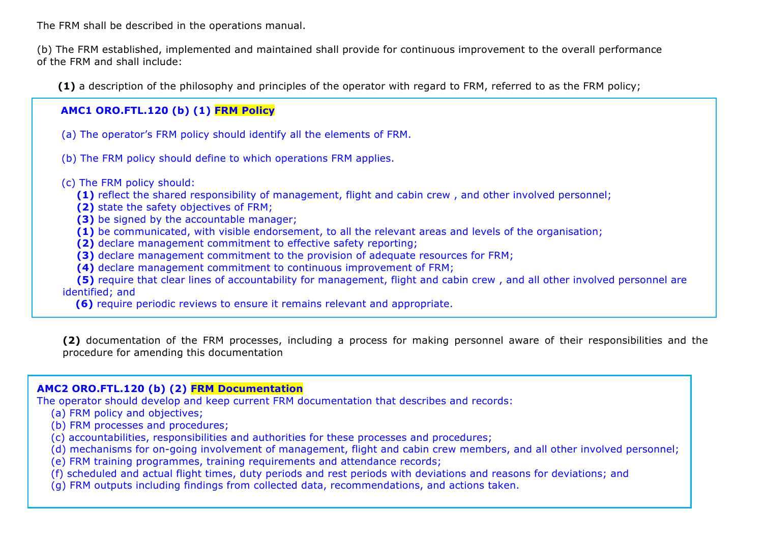The FRM shall be described in the operations manual.

(b) The FRM established, implemented and maintained shall provide for continuous improvement to the overall performance of the FRM and shall include:

**(1)** a description of the philosophy and principles of the operator with regard to FRM, referred to as the FRM policy;

**AMC1 ORO.FTL.120 (b) (1) FRM Policy**

(a) The operator's FRM policy should identify all the elements of FRM.

(b) The FRM policy should define to which operations FRM applies.

(c) The FRM policy should:

**(1)** reflect the shared responsibility of management, flight and cabin crew , and other involved personnel;
**(2)** state the safety objectives of FRM;
**(3)** be signed by the accountable manager;
**(1)** be communicated, with visible endorsement, to all the relevant areas and levels of the organisation;
**(2)** declare management commitment to effective safety reporting;
**(3)** declare management commitment to the provision of adequate resources for FRM;
**(4)** declare management commitment to continuous improvement of FRM;
**(5)** require that clear lines of accountability for management, flight and cabin crew , and all other involved personnel are identified; and
**(6)** require periodic reviews to ensure it remains relevant and appropriate.

**(2)** documentation of the FRM processes, including a process for making personnel aware of their responsibilities and the procedure for amending this documentation

**AMC2 ORO.FTL.120 (b) (2) FRM Documentation**

The operator should develop and keep current FRM documentation that describes and records:

(a) FRM policy and objectives;
(b) FRM processes and procedures;
(c) accountabilities, responsibilities and authorities for these processes and procedures;
(d) mechanisms for on-going involvement of management, flight and cabin crew members, and all other involved personnel;
(e) FRM training programmes, training requirements and attendance records;
(f) scheduled and actual flight times, duty periods and rest periods with deviations and reasons for deviations; and
(g) FRM outputs including findings from collected data, recommendations, and actions taken.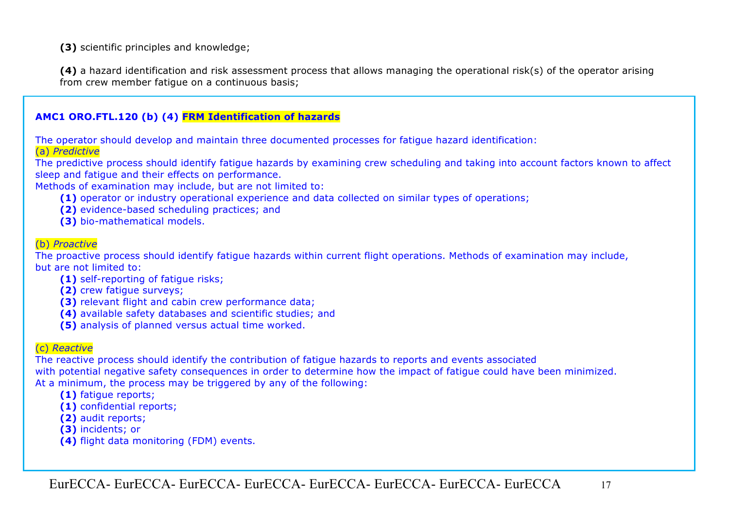**(3)** scientific principles and knowledge;

**(4)** a hazard identification and risk assessment process that allows managing the operational risk(s) of the operator arising from crew member fatigue on a continuous basis;

**AMC1 ORO.FTL.120 (b) (4) FRM Identification of hazards**

The operator should develop and maintain three documented processes for fatigue hazard identification:

(a) *Predictive*

The predictive process should identify fatigue hazards by examining crew scheduling and taking into account factors known to affect sleep and fatigue and their effects on performance.

Methods of examination may include, but are not limited to:

**(1)** operator or industry operational experience and data collected on similar types of operations;

**(2)** evidence-based scheduling practices; and

**(3)** bio-mathematical models.

(b) *Proactive*

The proactive process should identify fatigue hazards within current flight operations. Methods of examination may include, but are not limited to:

**(1)** self-reporting of fatigue risks;

**(2)** crew fatigue surveys;

**(3)** relevant flight and cabin crew performance data;

**(4)** available safety databases and scientific studies; and

**(5)** analysis of planned versus actual time worked.

(c) *Reactive*

The reactive process should identify the contribution of fatigue hazards to reports and events associated with potential negative safety consequences in order to determine how the impact of fatigue could have been minimized.

At a minimum, the process may be triggered by any of the following:

**(1)** fatigue reports;

**(1)** confidential reports;

**(2)** audit reports;

**(3)** incidents; or

**(4)** flight data monitoring (FDM) events.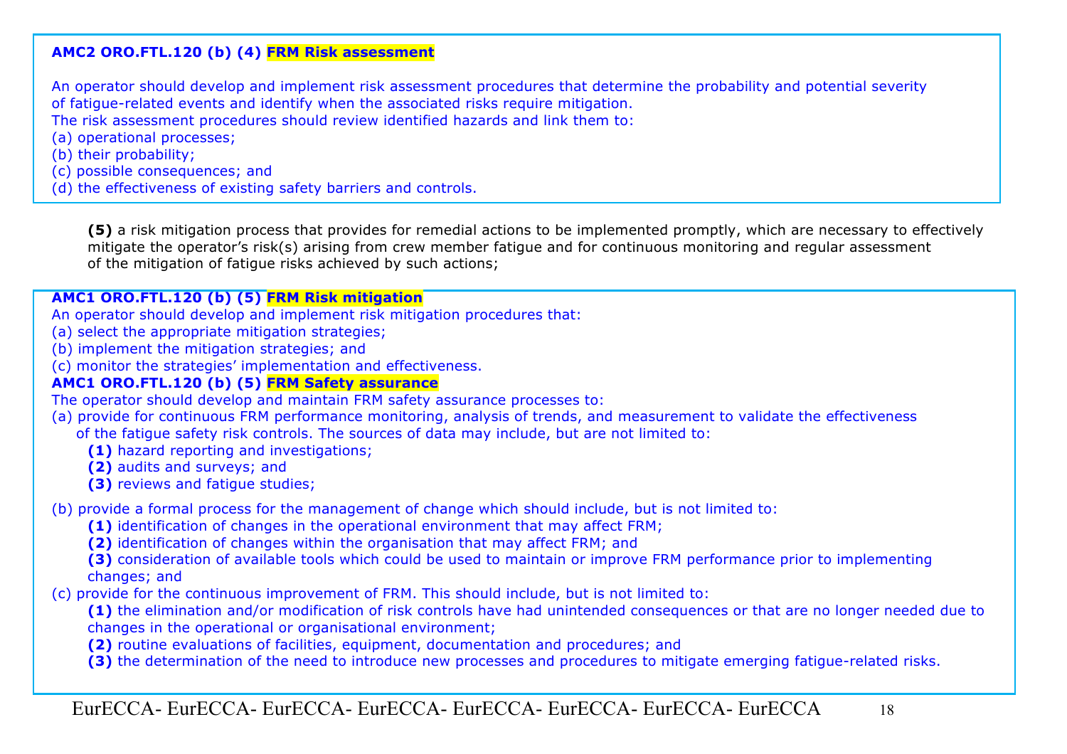**AMC2 ORO.FTL.120 (b) (4) FRM Risk assessment**

An operator should develop and implement risk assessment procedures that determine the probability and potential severity of fatigue-related events and identify when the associated risks require mitigation.
The risk assessment procedures should review identified hazards and link them to:
(a) operational processes;
(b) their probability;
(c) possible consequences; and
(d) the effectiveness of existing safety barriers and controls.

**(5)** a risk mitigation process that provides for remedial actions to be implemented promptly, which are necessary to effectively mitigate the operator's risk(s) arising from crew member fatigue and for continuous monitoring and regular assessment of the mitigation of fatigue risks achieved by such actions;

**AMC1 ORO.FTL.120 (b) (5) FRM Risk mitigation**

An operator should develop and implement risk mitigation procedures that:
(a) select the appropriate mitigation strategies;
(b) implement the mitigation strategies; and
(c) monitor the strategies' implementation and effectiveness.

**AMC1 ORO.FTL.120 (b) (5) FRM Safety assurance**

The operator should develop and maintain FRM safety assurance processes to:

(a) provide for continuous FRM performance monitoring, analysis of trends, and measurement to validate the effectiveness of the fatigue safety risk controls. The sources of data may include, but are not limited to:
  - **(1)** hazard reporting and investigations;
  - **(2)** audits and surveys; and
  - **(3)** reviews and fatigue studies;

(b) provide a formal process for the management of change which should include, but is not limited to:
  - **(1)** identification of changes in the operational environment that may affect FRM;
  - **(2)** identification of changes within the organisation that may affect FRM; and
  - **(3)** consideration of available tools which could be used to maintain or improve FRM performance prior to implementing changes; and

(c) provide for the continuous improvement of FRM. This should include, but is not limited to:
  - **(1)** the elimination and/or modification of risk controls have had unintended consequences or that are no longer needed due to changes in the operational or organisational environment;
  - **(2)** routine evaluations of facilities, equipment, documentation and procedures; and
  - **(3)** the determination of the need to introduce new processes and procedures to mitigate emerging fatigue-related risks.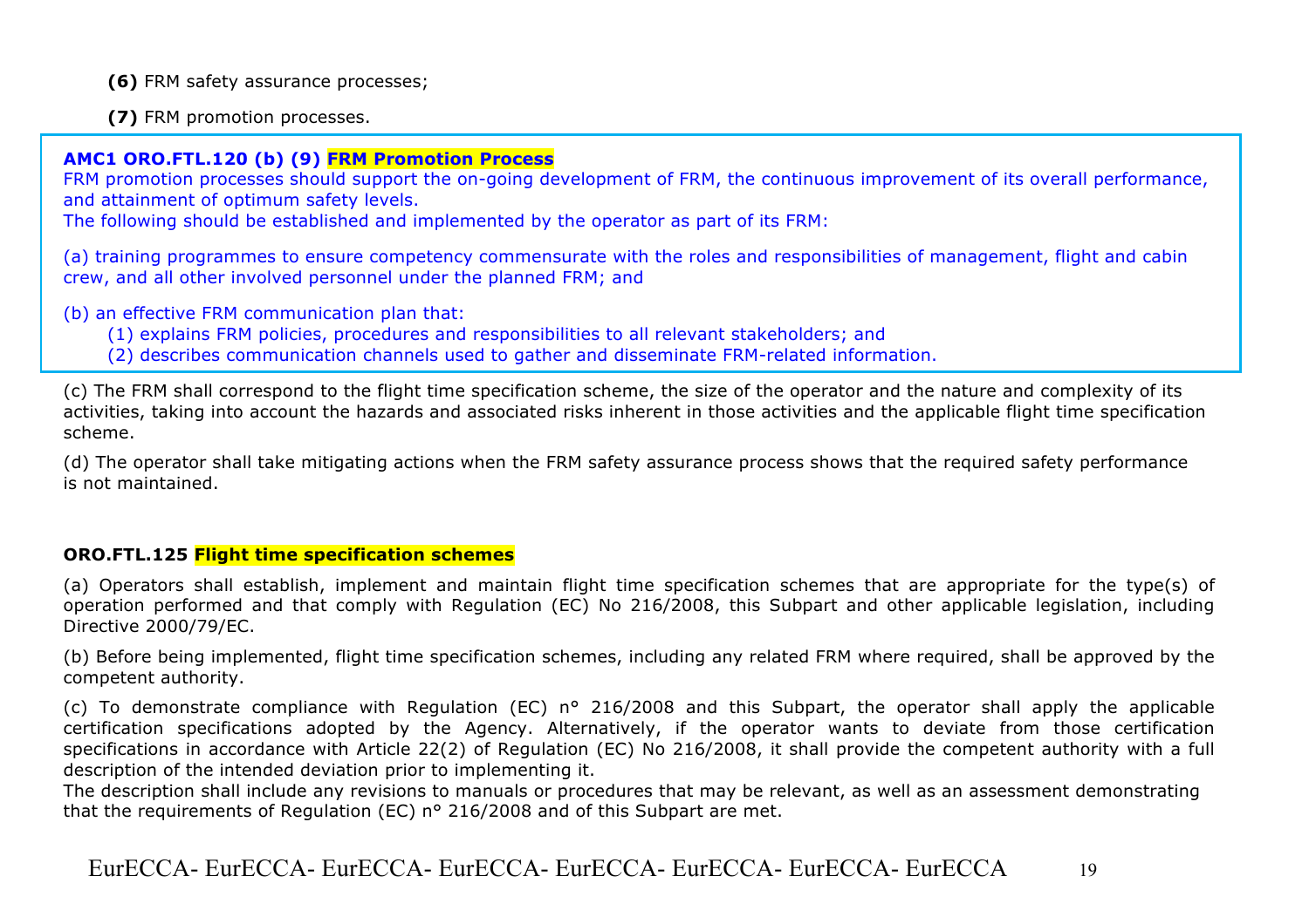**(6)** FRM safety assurance processes;

**(7)** FRM promotion processes.

**AMC1 ORO.FTL.120 (b) (9) FRM Promotion Process**

FRM promotion processes should support the on-going development of FRM, the continuous improvement of its overall performance, and attainment of optimum safety levels.

The following should be established and implemented by the operator as part of its FRM:

(a) training programmes to ensure competency commensurate with the roles and responsibilities of management, flight and cabin crew, and all other involved personnel under the planned FRM; and

(b) an effective FRM communication plan that:

(1) explains FRM policies, procedures and responsibilities to all relevant stakeholders; and

(2) describes communication channels used to gather and disseminate FRM-related information.

(c) The FRM shall correspond to the flight time specification scheme, the size of the operator and the nature and complexity of its activities, taking into account the hazards and associated risks inherent in those activities and the applicable flight time specification scheme.

(d) The operator shall take mitigating actions when the FRM safety assurance process shows that the required safety performance is not maintained.

**ORO.FTL.125 Flight time specification schemes**

(a) Operators shall establish, implement and maintain flight time specification schemes that are appropriate for the type(s) of operation performed and that comply with Regulation (EC) No 216/2008, this Subpart and other applicable legislation, including Directive 2000/79/EC.

(b) Before being implemented, flight time specification schemes, including any related FRM where required, shall be approved by the competent authority.

(c) To demonstrate compliance with Regulation (EC) n° 216/2008 and this Subpart, the operator shall apply the applicable certification specifications adopted by the Agency. Alternatively, if the operator wants to deviate from those certification specifications in accordance with Article 22(2) of Regulation (EC) No 216/2008, it shall provide the competent authority with a full description of the intended deviation prior to implementing it.

The description shall include any revisions to manuals or procedures that may be relevant, as well as an assessment demonstrating that the requirements of Regulation (EC) n° 216/2008 and of this Subpart are met.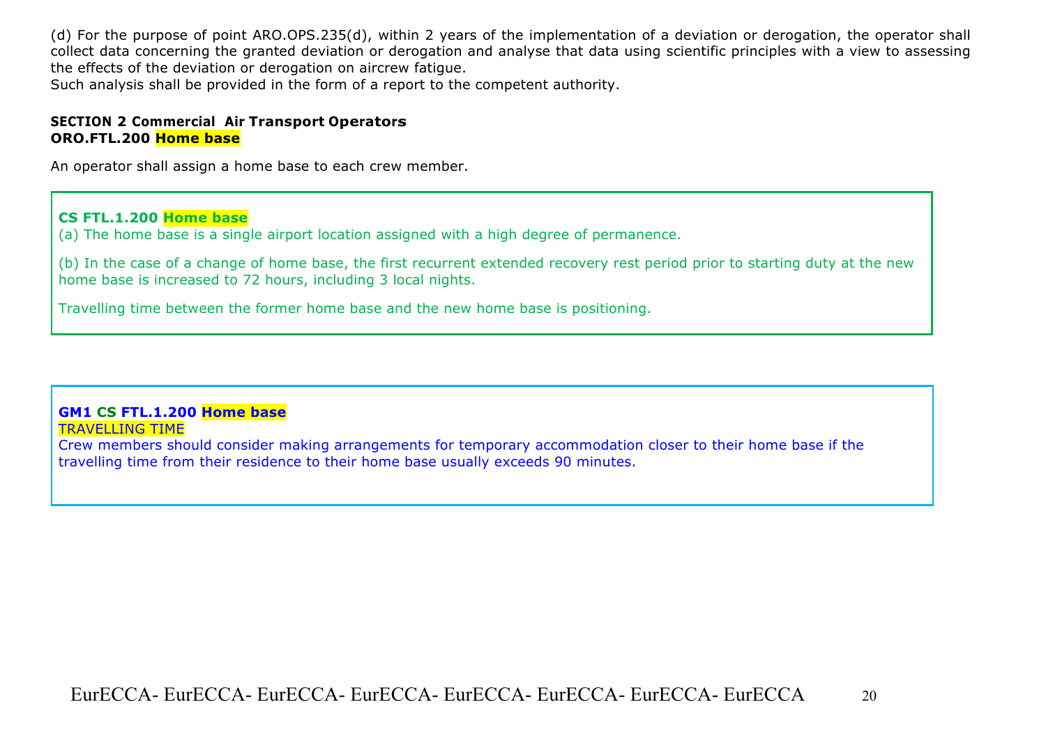(d) For the purpose of point ARO.OPS.235(d), within 2 years of the implementation of a deviation or derogation, the operator shall collect data concerning the granted deviation or derogation and analyse that data using scientific principles with a view to assessing the effects of the deviation or derogation on aircrew fatigue.
Such analysis shall be provided in the form of a report to the competent authority.

## SECTION 2 Commercial Air Transport Operators

### ORO.FTL.200 Home base

An operator shall assign a home base to each crew member.

**CS FTL.1.200 Home base**

(a) The home base is a single airport location assigned with a high degree of permanence.

(b) In the case of a change of home base, the first recurrent extended recovery rest period prior to starting duty at the new home base is increased to 72 hours, including 3 local nights.

Travelling time between the former home base and the new home base is positioning.

**GM1 CS FTL.1.200 Home base**

TRAVELLING TIME

Crew members should consider making arrangements for temporary accommodation closer to their home base if the travelling time from their residence to their home base usually exceeds 90 minutes.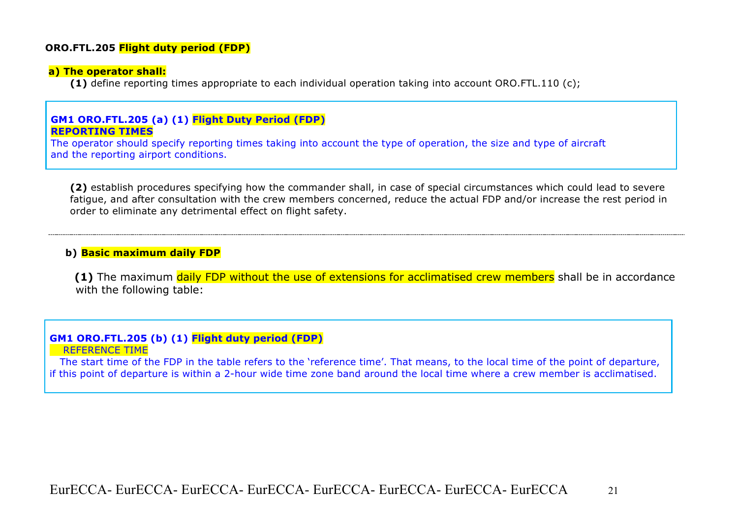**ORO.FTL.205 Flight duty period (FDP)**

**a) The operator shall:**

**(1)** define reporting times appropriate to each individual operation taking into account ORO.FTL.110 (c);

> **GM1 ORO.FTL.205 (a) (1) Flight Duty Period (FDP)**
> **REPORTING TIMES**
> The operator should specify reporting times taking into account the type of operation, the size and type of aircraft and the reporting airport conditions.

**(2)** establish procedures specifying how the commander shall, in case of special circumstances which could lead to severe fatigue, and after consultation with the crew members concerned, reduce the actual FDP and/or increase the rest period in order to eliminate any detrimental effect on flight safety.

---

**b) Basic maximum daily FDP**

**(1)** The maximum daily FDP without the use of extensions for acclimatised crew members shall be in accordance with the following table:

> **GM1 ORO.FTL.205 (b) (1) Flight duty period (FDP)**
> REFERENCE TIME
> The start time of the FDP in the table refers to the 'reference time'. That means, to the local time of the point of departure, if this point of departure is within a 2-hour wide time zone band around the local time where a crew member is acclimatised.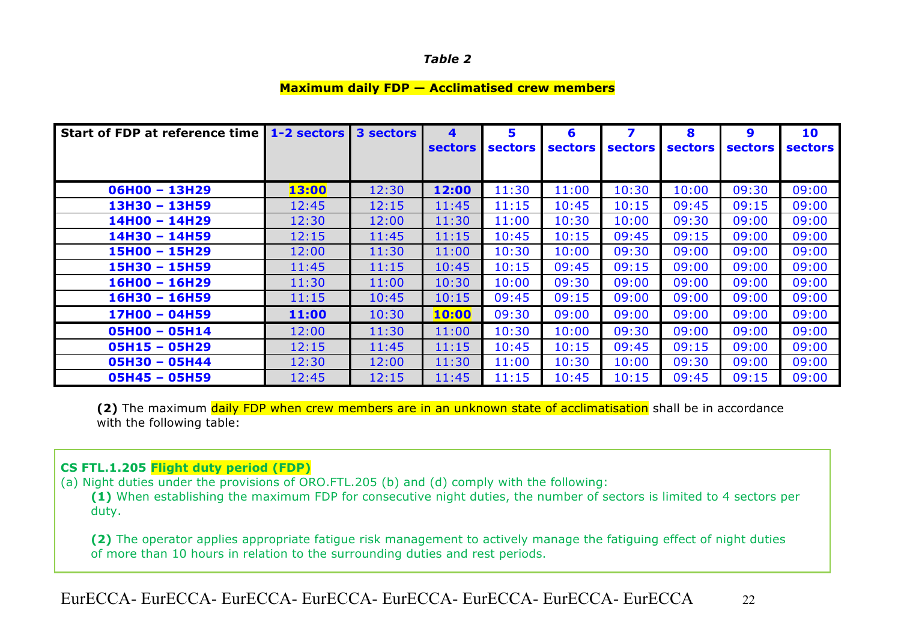*Table 2*

**Maximum daily FDP — Acclimatised crew members**

| Start of FDP at reference time | 1-2 sectors | 3 sectors | 4 sectors | 5 sectors | 6 sectors | 7 sectors | 8 sectors | 9 sectors | 10 sectors |
|---|---|---|---|---|---|---|---|---|---|
| **06H00 – 13H29** | **13:00** | 12:30 | **12:00** | 11:30 | 11:00 | 10:30 | 10:00 | 09:30 | 09:00 |
| **13H30 – 13H59** | 12:45 | 12:15 | 11:45 | 11:15 | 10:45 | 10:15 | 09:45 | 09:15 | 09:00 |
| **14H00 – 14H29** | 12:30 | 12:00 | 11:30 | 11:00 | 10:30 | 10:00 | 09:30 | 09:00 | 09:00 |
| **14H30 – 14H59** | 12:15 | 11:45 | 11:15 | 10:45 | 10:15 | 09:45 | 09:15 | 09:00 | 09:00 |
| **15H00 – 15H29** | 12:00 | 11:30 | 11:00 | 10:30 | 10:00 | 09:30 | 09:00 | 09:00 | 09:00 |
| **15H30 – 15H59** | 11:45 | 11:15 | 10:45 | 10:15 | 09:45 | 09:15 | 09:00 | 09:00 | 09:00 |
| **16H00 – 16H29** | 11:30 | 11:00 | 10:30 | 10:00 | 09:30 | 09:00 | 09:00 | 09:00 | 09:00 |
| **16H30 – 16H59** | 11:15 | 10:45 | 10:15 | 09:45 | 09:15 | 09:00 | 09:00 | 09:00 | 09:00 |
| **17H00 – 04H59** | **11:00** | 10:30 | **10:00** | 09:30 | 09:00 | 09:00 | 09:00 | 09:00 | 09:00 |
| **05H00 – 05H14** | 12:00 | 11:30 | 11:00 | 10:30 | 10:00 | 09:30 | 09:00 | 09:00 | 09:00 |
| **05H15 – 05H29** | 12:15 | 11:45 | 11:15 | 10:45 | 10:15 | 09:45 | 09:15 | 09:00 | 09:00 |
| **05H30 – 05H44** | 12:30 | 12:00 | 11:30 | 11:00 | 10:30 | 10:00 | 09:30 | 09:00 | 09:00 |
| **05H45 – 05H59** | 12:45 | 12:15 | 11:45 | 11:15 | 10:45 | 10:15 | 09:45 | 09:15 | 09:00 |

**(2)** The maximum daily FDP when crew members are in an unknown state of acclimatisation shall be in accordance with the following table:

**CS FTL.1.205 Flight duty period (FDP)**

(a) Night duties under the provisions of ORO.FTL.205 (b) and (d) comply with the following:

**(1)** When establishing the maximum FDP for consecutive night duties, the number of sectors is limited to 4 sectors per duty.

**(2)** The operator applies appropriate fatigue risk management to actively manage the fatiguing effect of night duties of more than 10 hours in relation to the surrounding duties and rest periods.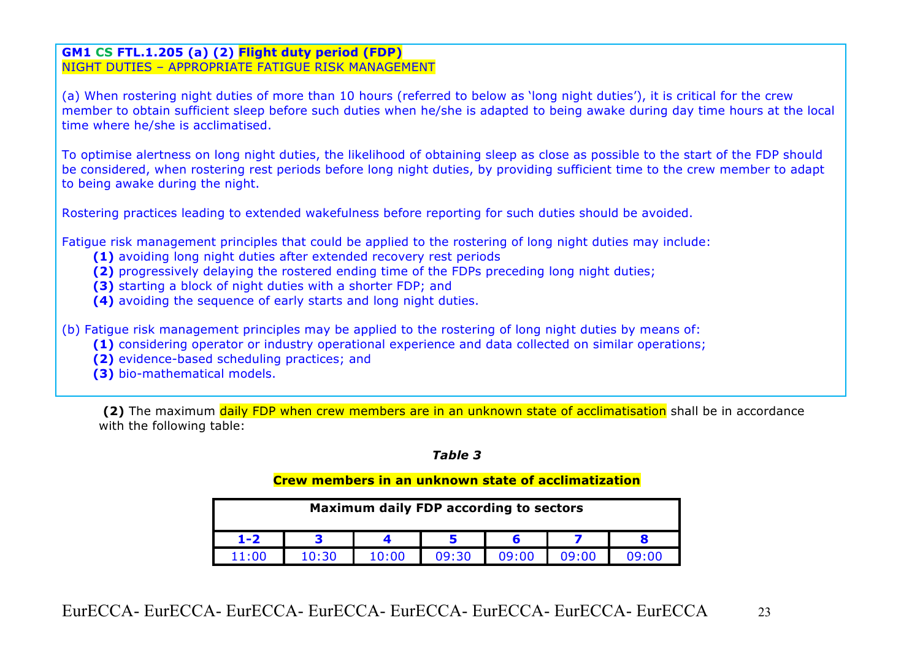**GM1 CS FTL.1.205 (a) (2) Flight duty period (FDP)**
NIGHT DUTIES – APPROPRIATE FATIGUE RISK MANAGEMENT

(a) When rostering night duties of more than 10 hours (referred to below as 'long night duties'), it is critical for the crew member to obtain sufficient sleep before such duties when he/she is adapted to being awake during day time hours at the local time where he/she is acclimatised.

To optimise alertness on long night duties, the likelihood of obtaining sleep as close as possible to the start of the FDP should be considered, when rostering rest periods before long night duties, by providing sufficient time to the crew member to adapt to being awake during the night.

Rostering practices leading to extended wakefulness before reporting for such duties should be avoided.

Fatigue risk management principles that could be applied to the rostering of long night duties may include:

- **(1)** avoiding long night duties after extended recovery rest periods
- **(2)** progressively delaying the rostered ending time of the FDPs preceding long night duties;
- **(3)** starting a block of night duties with a shorter FDP; and
- **(4)** avoiding the sequence of early starts and long night duties.

(b) Fatigue risk management principles may be applied to the rostering of long night duties by means of:

- **(1)** considering operator or industry operational experience and data collected on similar operations;
- **(2)** evidence-based scheduling practices; and
- **(3)** bio-mathematical models.

**(2)** The maximum daily FDP when crew members are in an unknown state of acclimatisation shall be in accordance with the following table:

***Table 3***

**Crew members in an unknown state of acclimatization**

| **Maximum daily FDP according to sectors** | | | | | | |
|---|---|---|---|---|---|---|
| **1-2** | **3** | **4** | **5** | **6** | **7** | **8** |
| 11:00 | 10:30 | 10:00 | 09:30 | 09:00 | 09:00 | 09:00 |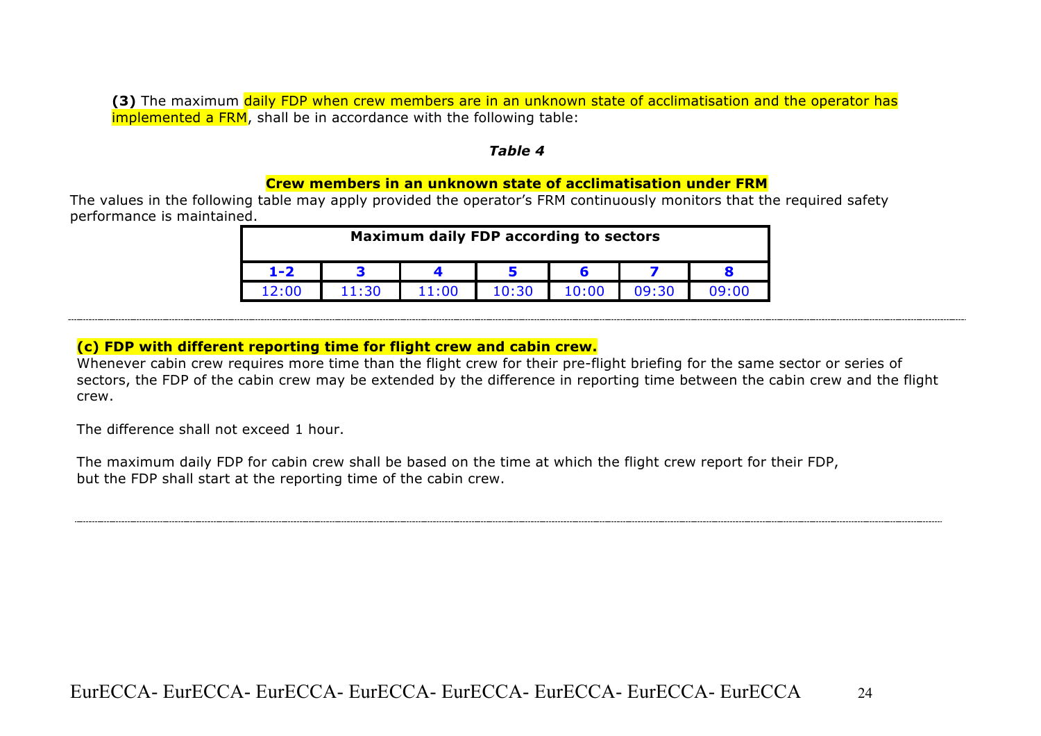**(3)** The maximum daily FDP when crew members are in an unknown state of acclimatisation and the operator has implemented a FRM, shall be in accordance with the following table:

***Table 4***

**Crew members in an unknown state of acclimatisation under FRM**

The values in the following table may apply provided the operator's FRM continuously monitors that the required safety performance is maintained.

| Maximum daily FDP according to sectors | | | | | | |
|---|---|---|---|---|---|---|
| **1-2** | **3** | **4** | **5** | **6** | **7** | **8** |
| 12:00 | 11:30 | 11:00 | 10:30 | 10:00 | 09:30 | 09:00 |

---

**(c) FDP with different reporting time for flight crew and cabin crew.**

Whenever cabin crew requires more time than the flight crew for their pre-flight briefing for the same sector or series of sectors, the FDP of the cabin crew may be extended by the difference in reporting time between the cabin crew and the flight crew.

The difference shall not exceed 1 hour.

The maximum daily FDP for cabin crew shall be based on the time at which the flight crew report for their FDP, but the FDP shall start at the reporting time of the cabin crew.

---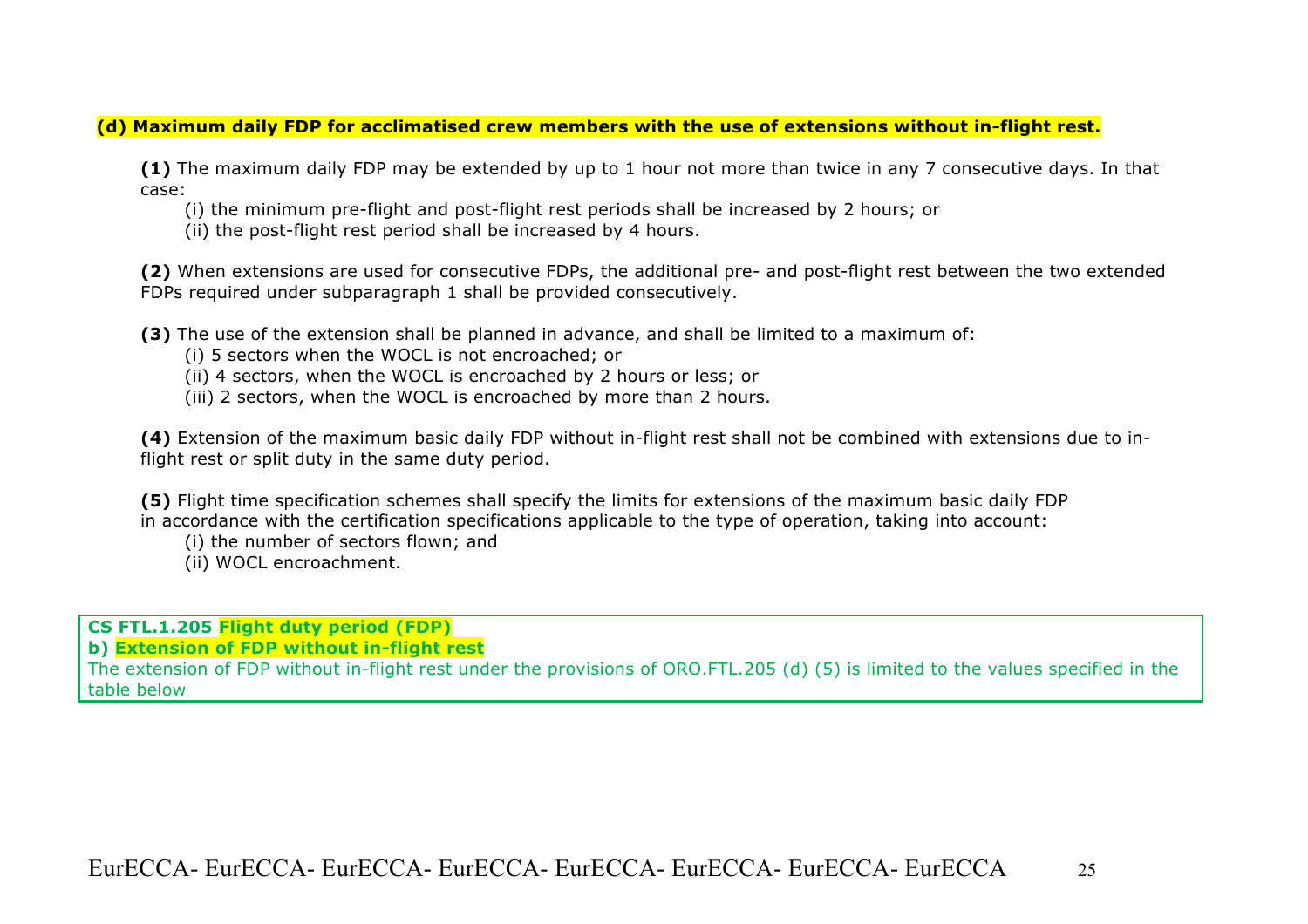**(d) Maximum daily FDP for acclimatised crew members with the use of extensions without in-flight rest.**

**(1)** The maximum daily FDP may be extended by up to 1 hour not more than twice in any 7 consecutive days. In that case:

(i) the minimum pre-flight and post-flight rest periods shall be increased by 2 hours; or
(ii) the post-flight rest period shall be increased by 4 hours.

**(2)** When extensions are used for consecutive FDPs, the additional pre- and post-flight rest between the two extended FDPs required under subparagraph 1 shall be provided consecutively.

**(3)** The use of the extension shall be planned in advance, and shall be limited to a maximum of:

(i) 5 sectors when the WOCL is not encroached; or
(ii) 4 sectors, when the WOCL is encroached by 2 hours or less; or
(iii) 2 sectors, when the WOCL is encroached by more than 2 hours.

**(4)** Extension of the maximum basic daily FDP without in-flight rest shall not be combined with extensions due to in-flight rest or split duty in the same duty period.

**(5)** Flight time specification schemes shall specify the limits for extensions of the maximum basic daily FDP in accordance with the certification specifications applicable to the type of operation, taking into account:

(i) the number of sectors flown; and
(ii) WOCL encroachment.

**CS FTL.1.205 Flight duty period (FDP)**
**b) Extension of FDP without in-flight rest**
The extension of FDP without in-flight rest under the provisions of ORO.FTL.205 (d) (5) is limited to the values specified in the table below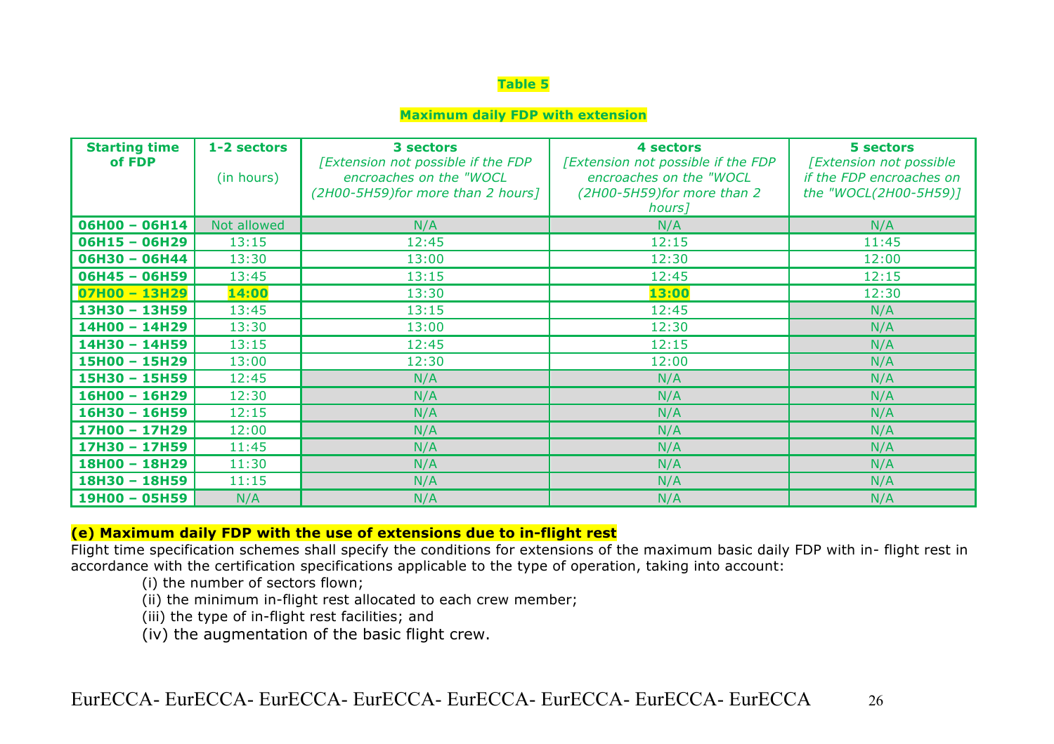**Table 5**

**Maximum daily FDP with extension**

| Starting time of FDP | 1-2 sectors (in hours) | 3 sectors *[Extension not possible if the FDP encroaches on the "WOCL (2H00-5H59)for more than 2 hours]* | 4 sectors *[Extension not possible if the FDP encroaches on the "WOCL (2H00-5H59)for more than 2 hours]* | 5 sectors *[Extension not possible if the FDP encroaches on the "WOCL(2H00-5H59)]* |
|---|---|---|---|---|
| **06H00 – 06H14** | Not allowed | N/A | N/A | N/A |
| **06H15 – 06H29** | 13:15 | 12:45 | 12:15 | 11:45 |
| **06H30 – 06H44** | 13:30 | 13:00 | 12:30 | 12:00 |
| **06H45 – 06H59** | 13:45 | 13:15 | 12:45 | 12:15 |
| **07H00 – 13H29** | **14:00** | 13:30 | **13:00** | 12:30 |
| **13H30 – 13H59** | 13:45 | 13:15 | 12:45 | N/A |
| **14H00 – 14H29** | 13:30 | 13:00 | 12:30 | N/A |
| **14H30 – 14H59** | 13:15 | 12:45 | 12:15 | N/A |
| **15H00 – 15H29** | 13:00 | 12:30 | 12:00 | N/A |
| **15H30 – 15H59** | 12:45 | N/A | N/A | N/A |
| **16H00 – 16H29** | 12:30 | N/A | N/A | N/A |
| **16H30 – 16H59** | 12:15 | N/A | N/A | N/A |
| **17H00 – 17H29** | 12:00 | N/A | N/A | N/A |
| **17H30 – 17H59** | 11:45 | N/A | N/A | N/A |
| **18H00 – 18H29** | 11:30 | N/A | N/A | N/A |
| **18H30 – 18H59** | 11:15 | N/A | N/A | N/A |
| **19H00 – 05H59** | N/A | N/A | N/A | N/A |

**(e) Maximum daily FDP with the use of extensions due to in-flight rest**

Flight time specification schemes shall specify the conditions for extensions of the maximum basic daily FDP with in- flight rest in accordance with the certification specifications applicable to the type of operation, taking into account:

(i) the number of sectors flown;

(ii) the minimum in-flight rest allocated to each crew member;

(iii) the type of in-flight rest facilities; and

(iv) the augmentation of the basic flight crew.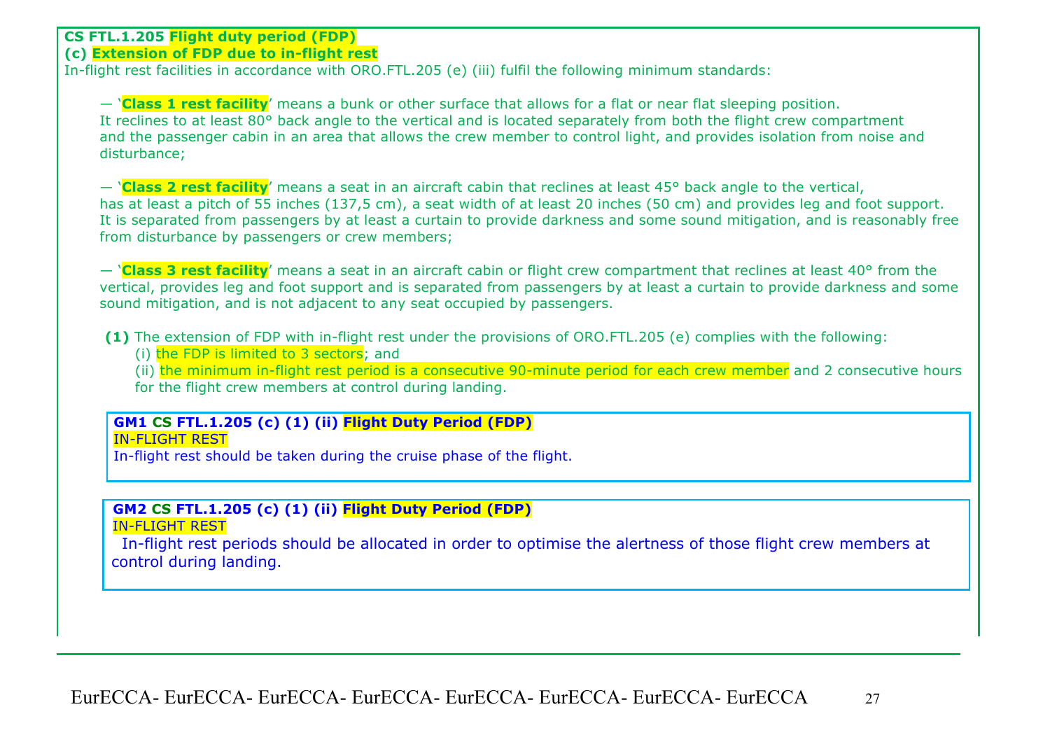**CS FTL.1.205 Flight duty period (FDP)**
**(c) Extension of FDP due to in-flight rest**

In-flight rest facilities in accordance with ORO.FTL.205 (e) (iii) fulfil the following minimum standards:

— '**Class 1 rest facility**' means a bunk or other surface that allows for a flat or near flat sleeping position. It reclines to at least 80° back angle to the vertical and is located separately from both the flight crew compartment and the passenger cabin in an area that allows the crew member to control light, and provides isolation from noise and disturbance;

— '**Class 2 rest facility**' means a seat in an aircraft cabin that reclines at least 45° back angle to the vertical, has at least a pitch of 55 inches (137,5 cm), a seat width of at least 20 inches (50 cm) and provides leg and foot support. It is separated from passengers by at least a curtain to provide darkness and some sound mitigation, and is reasonably free from disturbance by passengers or crew members;

— '**Class 3 rest facility**' means a seat in an aircraft cabin or flight crew compartment that reclines at least 40° from the vertical, provides leg and foot support and is separated from passengers by at least a curtain to provide darkness and some sound mitigation, and is not adjacent to any seat occupied by passengers.

**(1)** The extension of FDP with in-flight rest under the provisions of ORO.FTL.205 (e) complies with the following:

(i) the FDP is limited to 3 sectors; and

(ii) the minimum in-flight rest period is a consecutive 90-minute period for each crew member and 2 consecutive hours for the flight crew members at control during landing.

**GM1 CS FTL.1.205 (c) (1) (ii) Flight Duty Period (FDP)**
IN-FLIGHT REST

In-flight rest should be taken during the cruise phase of the flight.

**GM2 CS FTL.1.205 (c) (1) (ii) Flight Duty Period (FDP)**
IN-FLIGHT REST

In-flight rest periods should be allocated in order to optimise the alertness of those flight crew members at control during landing.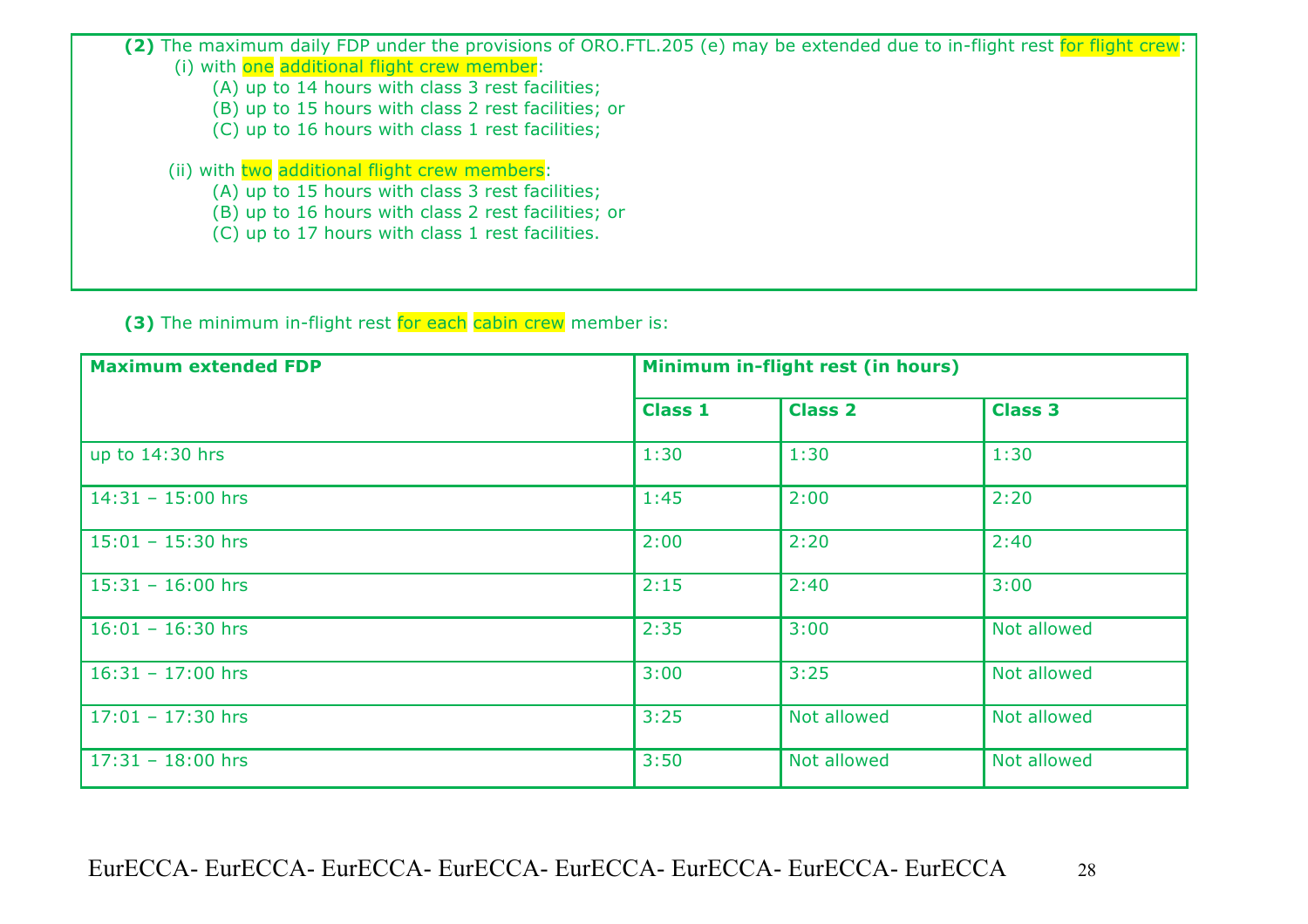**(2)** The maximum daily FDP under the provisions of ORO.FTL.205 (e) may be extended due to in-flight rest for flight crew:

(i) with one additional flight crew member:
- (A) up to 14 hours with class 3 rest facilities;
- (B) up to 15 hours with class 2 rest facilities; or
- (C) up to 16 hours with class 1 rest facilities;

(ii) with two additional flight crew members:
- (A) up to 15 hours with class 3 rest facilities;
- (B) up to 16 hours with class 2 rest facilities; or
- (C) up to 17 hours with class 1 rest facilities.

**(3)** The minimum in-flight rest for each cabin crew member is:

| Maximum extended FDP | Minimum in-flight rest (in hours) | | |
|---|---|---|---|
| | **Class 1** | **Class 2** | **Class 3** |
| up to 14:30 hrs | 1:30 | 1:30 | 1:30 |
| 14:31 – 15:00 hrs | 1:45 | 2:00 | 2:20 |
| 15:01 – 15:30 hrs | 2:00 | 2:20 | 2:40 |
| 15:31 – 16:00 hrs | 2:15 | 2:40 | 3:00 |
| 16:01 – 16:30 hrs | 2:35 | 3:00 | Not allowed |
| 16:31 – 17:00 hrs | 3:00 | 3:25 | Not allowed |
| 17:01 – 17:30 hrs | 3:25 | Not allowed | Not allowed |
| 17:31 – 18:00 hrs | 3:50 | Not allowed | Not allowed |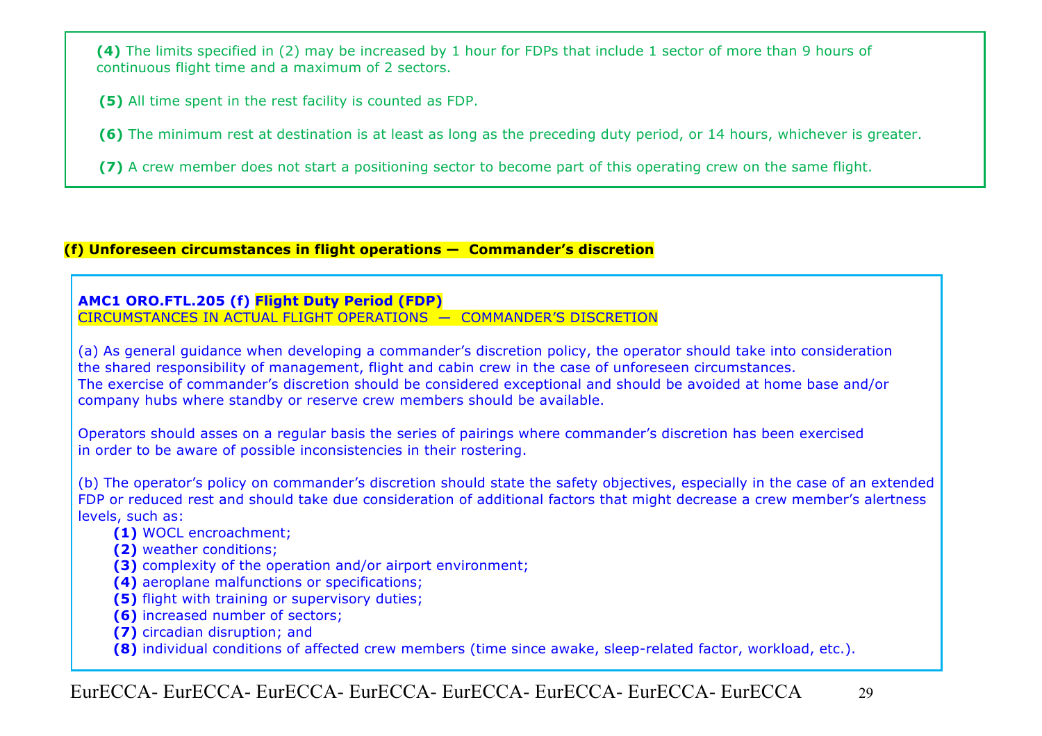**(4)** The limits specified in (2) may be increased by 1 hour for FDPs that include 1 sector of more than 9 hours of continuous flight time and a maximum of 2 sectors.

**(5)** All time spent in the rest facility is counted as FDP.

**(6)** The minimum rest at destination is at least as long as the preceding duty period, or 14 hours, whichever is greater.

**(7)** A crew member does not start a positioning sector to become part of this operating crew on the same flight.

**(f) Unforeseen circumstances in flight operations — Commander's discretion**

**AMC1 ORO.FTL.205 (f) Flight Duty Period (FDP)**
CIRCUMSTANCES IN ACTUAL FLIGHT OPERATIONS — COMMANDER'S DISCRETION

(a) As general guidance when developing a commander's discretion policy, the operator should take into consideration the shared responsibility of management, flight and cabin crew in the case of unforeseen circumstances. The exercise of commander's discretion should be considered exceptional and should be avoided at home base and/or company hubs where standby or reserve crew members should be available.

Operators should asses on a regular basis the series of pairings where commander's discretion has been exercised in order to be aware of possible inconsistencies in their rostering.

(b) The operator's policy on commander's discretion should state the safety objectives, especially in the case of an extended FDP or reduced rest and should take due consideration of additional factors that might decrease a crew member's alertness levels, such as:

- **(1)** WOCL encroachment;
- **(2)** weather conditions;
- **(3)** complexity of the operation and/or airport environment;
- **(4)** aeroplane malfunctions or specifications;
- **(5)** flight with training or supervisory duties;
- **(6)** increased number of sectors;
- **(7)** circadian disruption; and
- **(8)** individual conditions of affected crew members (time since awake, sleep-related factor, workload, etc.).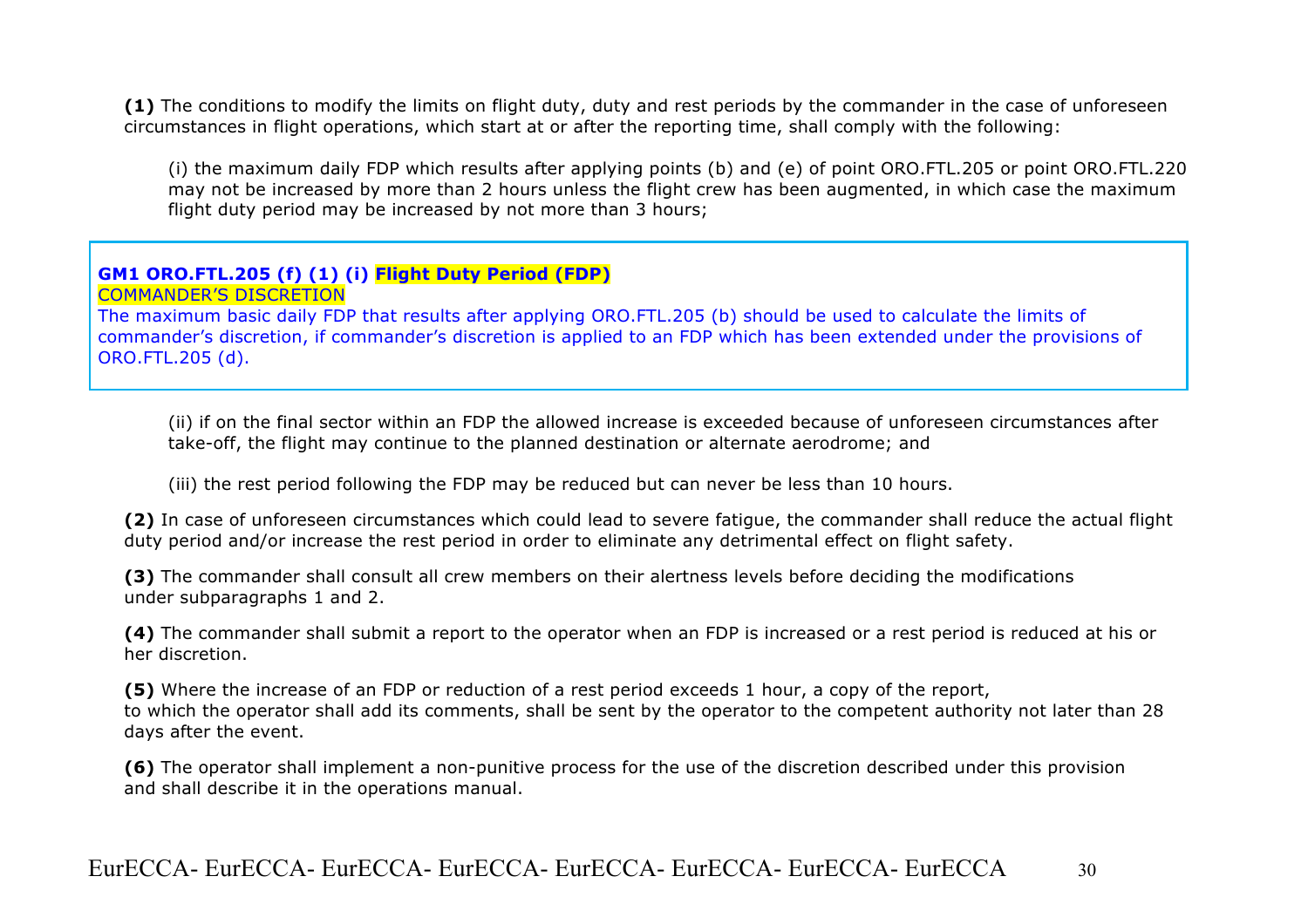**(1)** The conditions to modify the limits on flight duty, duty and rest periods by the commander in the case of unforeseen circumstances in flight operations, which start at or after the reporting time, shall comply with the following:

(i) the maximum daily FDP which results after applying points (b) and (e) of point ORO.FTL.205 or point ORO.FTL.220 may not be increased by more than 2 hours unless the flight crew has been augmented, in which case the maximum flight duty period may be increased by not more than 3 hours;

> **GM1 ORO.FTL.205 (f) (1) (i) Flight Duty Period (FDP)**
> COMMANDER'S DISCRETION
> The maximum basic daily FDP that results after applying ORO.FTL.205 (b) should be used to calculate the limits of commander's discretion, if commander's discretion is applied to an FDP which has been extended under the provisions of ORO.FTL.205 (d).

(ii) if on the final sector within an FDP the allowed increase is exceeded because of unforeseen circumstances after take-off, the flight may continue to the planned destination or alternate aerodrome; and

(iii) the rest period following the FDP may be reduced but can never be less than 10 hours.

**(2)** In case of unforeseen circumstances which could lead to severe fatigue, the commander shall reduce the actual flight duty period and/or increase the rest period in order to eliminate any detrimental effect on flight safety.

**(3)** The commander shall consult all crew members on their alertness levels before deciding the modifications under subparagraphs 1 and 2.

**(4)** The commander shall submit a report to the operator when an FDP is increased or a rest period is reduced at his or her discretion.

**(5)** Where the increase of an FDP or reduction of a rest period exceeds 1 hour, a copy of the report, to which the operator shall add its comments, shall be sent by the operator to the competent authority not later than 28 days after the event.

**(6)** The operator shall implement a non-punitive process for the use of the discretion described under this provision and shall describe it in the operations manual.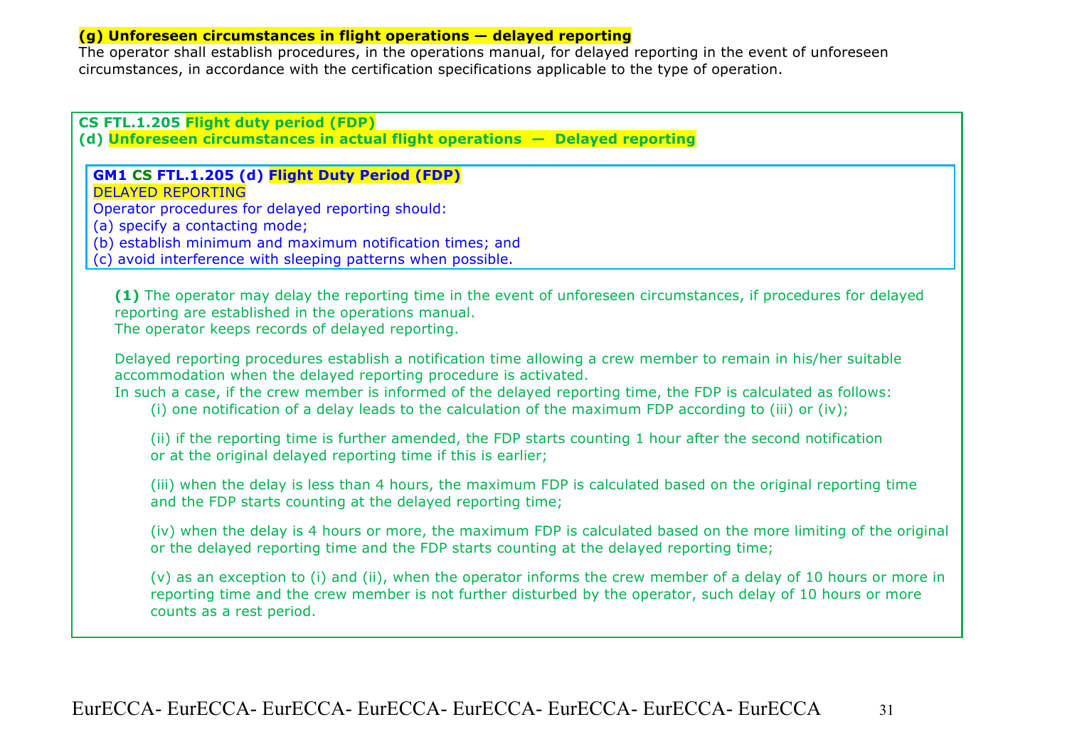**(g) Unforeseen circumstances in flight operations — delayed reporting**

The operator shall establish procedures, in the operations manual, for delayed reporting in the event of unforeseen circumstances, in accordance with the certification specifications applicable to the type of operation.

**CS FTL.1.205 Flight duty period (FDP)**

**(d) Unforeseen circumstances in actual flight operations — Delayed reporting**

> **GM1 CS FTL.1.205 (d) Flight Duty Period (FDP)**
>
> DELAYED REPORTING
>
> Operator procedures for delayed reporting should:
>
> (a) specify a contacting mode;
>
> (b) establish minimum and maximum notification times; and
>
> (c) avoid interference with sleeping patterns when possible.

**(1)** The operator may delay the reporting time in the event of unforeseen circumstances, if procedures for delayed reporting are established in the operations manual.

The operator keeps records of delayed reporting.

Delayed reporting procedures establish a notification time allowing a crew member to remain in his/her suitable accommodation when the delayed reporting procedure is activated.

In such a case, if the crew member is informed of the delayed reporting time, the FDP is calculated as follows:

(i) one notification of a delay leads to the calculation of the maximum FDP according to (iii) or (iv);

(ii) if the reporting time is further amended, the FDP starts counting 1 hour after the second notification or at the original delayed reporting time if this is earlier;

(iii) when the delay is less than 4 hours, the maximum FDP is calculated based on the original reporting time and the FDP starts counting at the delayed reporting time;

(iv) when the delay is 4 hours or more, the maximum FDP is calculated based on the more limiting of the original or the delayed reporting time and the FDP starts counting at the delayed reporting time;

(v) as an exception to (i) and (ii), when the operator informs the crew member of a delay of 10 hours or more in reporting time and the crew member is not further disturbed by the operator, such delay of 10 hours or more counts as a rest period.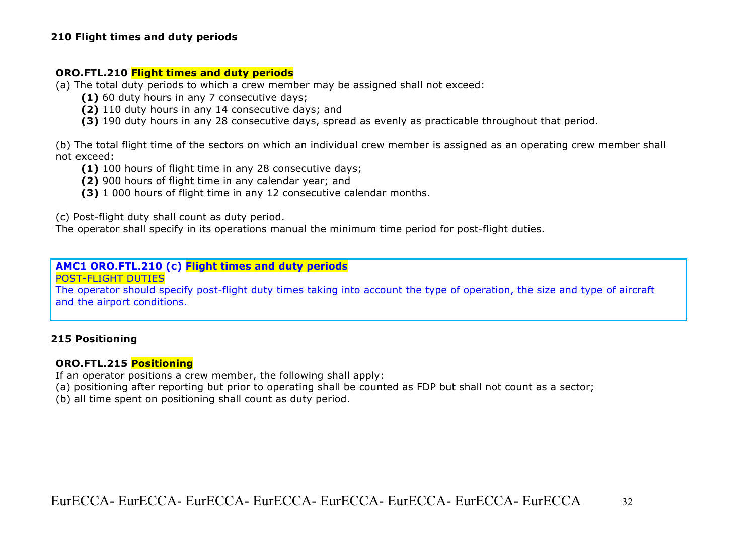## 210 Flight times and duty periods

### ORO.FTL.210 Flight times and duty periods

(a) The total duty periods to which a crew member may be assigned shall not exceed:

- **(1)** 60 duty hours in any 7 consecutive days;
- **(2)** 110 duty hours in any 14 consecutive days; and
- **(3)** 190 duty hours in any 28 consecutive days, spread as evenly as practicable throughout that period.

(b) The total flight time of the sectors on which an individual crew member is assigned as an operating crew member shall not exceed:

- **(1)** 100 hours of flight time in any 28 consecutive days;
- **(2)** 900 hours of flight time in any calendar year; and
- **(3)** 1 000 hours of flight time in any 12 consecutive calendar months.

(c) Post-flight duty shall count as duty period.
The operator shall specify in its operations manual the minimum time period for post-flight duties.

> **AMC1 ORO.FTL.210 (c) Flight times and duty periods**
> POST-FLIGHT DUTIES
> The operator should specify post-flight duty times taking into account the type of operation, the size and type of aircraft and the airport conditions.

## 215 Positioning

### ORO.FTL.215 Positioning

If an operator positions a crew member, the following shall apply:
(a) positioning after reporting but prior to operating shall be counted as FDP but shall not count as a sector;
(b) all time spent on positioning shall count as duty period.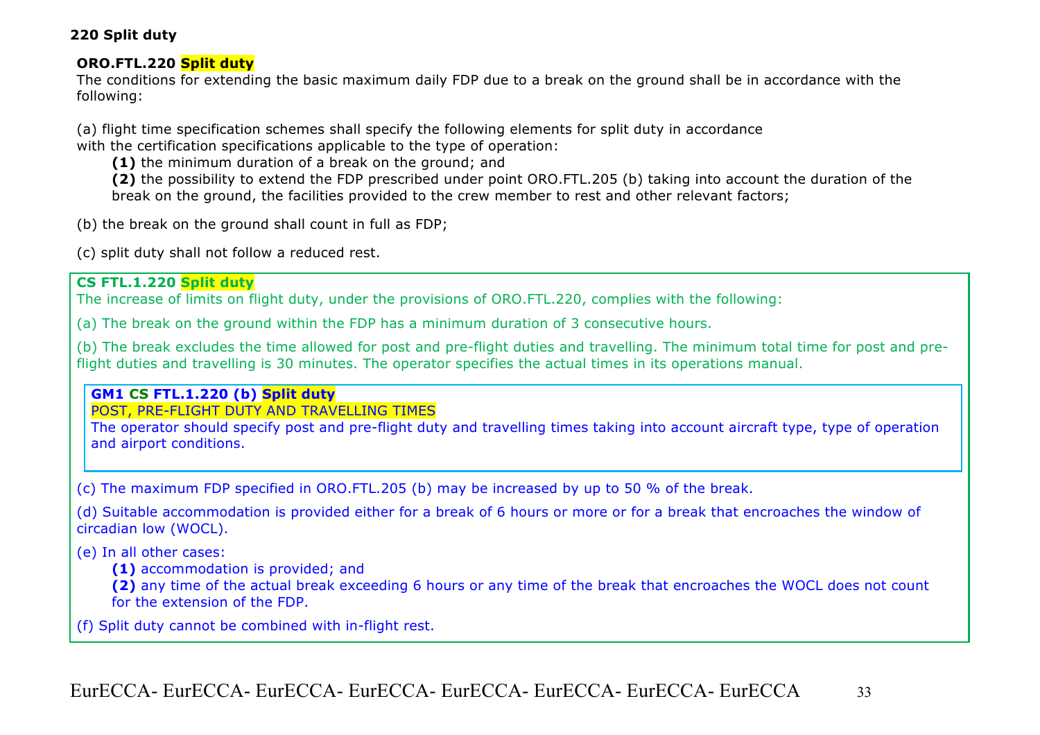**220 Split duty**

**ORO.FTL.220 Split duty**

The conditions for extending the basic maximum daily FDP due to a break on the ground shall be in accordance with the following:

(a) flight time specification schemes shall specify the following elements for split duty in accordance with the certification specifications applicable to the type of operation:

- **(1)** the minimum duration of a break on the ground; and
- **(2)** the possibility to extend the FDP prescribed under point ORO.FTL.205 (b) taking into account the duration of the break on the ground, the facilities provided to the crew member to rest and other relevant factors;

(b) the break on the ground shall count in full as FDP;

(c) split duty shall not follow a reduced rest.

**CS FTL.1.220 Split duty**

The increase of limits on flight duty, under the provisions of ORO.FTL.220, complies with the following:

(a) The break on the ground within the FDP has a minimum duration of 3 consecutive hours.

(b) The break excludes the time allowed for post and pre-flight duties and travelling. The minimum total time for post and pre-flight duties and travelling is 30 minutes. The operator specifies the actual times in its operations manual.

**GM1 CS FTL.1.220 (b) Split duty**

POST, PRE-FLIGHT DUTY AND TRAVELLING TIMES

The operator should specify post and pre-flight duty and travelling times taking into account aircraft type, type of operation and airport conditions.

(c) The maximum FDP specified in ORO.FTL.205 (b) may be increased by up to 50 % of the break.

(d) Suitable accommodation is provided either for a break of 6 hours or more or for a break that encroaches the window of circadian low (WOCL).

(e) In all other cases:

- **(1)** accommodation is provided; and
- **(2)** any time of the actual break exceeding 6 hours or any time of the break that encroaches the WOCL does not count for the extension of the FDP.

(f) Split duty cannot be combined with in-flight rest.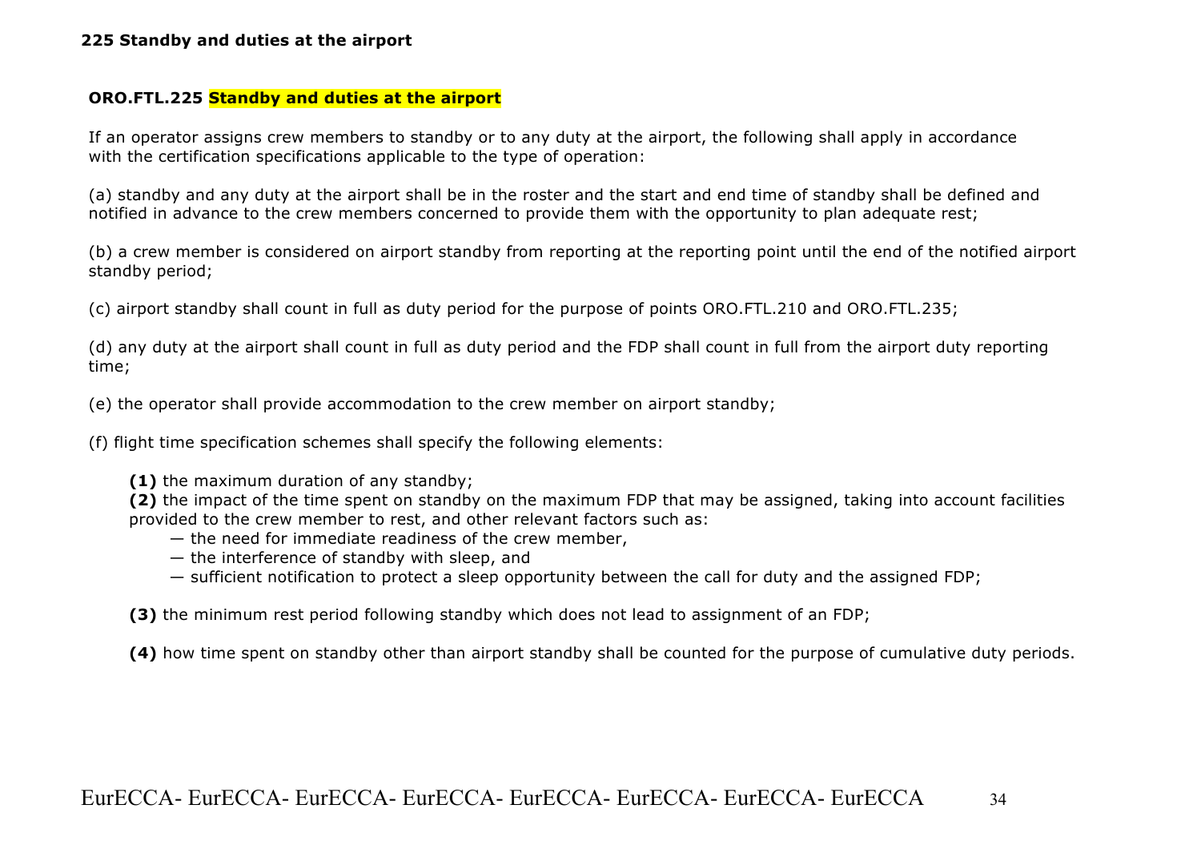**225 Standby and duties at the airport**

## ORO.FTL.225 Standby and duties at the airport

If an operator assigns crew members to standby or to any duty at the airport, the following shall apply in accordance with the certification specifications applicable to the type of operation:

(a) standby and any duty at the airport shall be in the roster and the start and end time of standby shall be defined and notified in advance to the crew members concerned to provide them with the opportunity to plan adequate rest;

(b) a crew member is considered on airport standby from reporting at the reporting point until the end of the notified airport standby period;

(c) airport standby shall count in full as duty period for the purpose of points ORO.FTL.210 and ORO.FTL.235;

(d) any duty at the airport shall count in full as duty period and the FDP shall count in full from the airport duty reporting time;

(e) the operator shall provide accommodation to the crew member on airport standby;

(f) flight time specification schemes shall specify the following elements:

**(1)** the maximum duration of any standby;

**(2)** the impact of the time spent on standby on the maximum FDP that may be assigned, taking into account facilities provided to the crew member to rest, and other relevant factors such as:

— the need for immediate readiness of the crew member,
— the interference of standby with sleep, and
— sufficient notification to protect a sleep opportunity between the call for duty and the assigned FDP;

**(3)** the minimum rest period following standby which does not lead to assignment of an FDP;

**(4)** how time spent on standby other than airport standby shall be counted for the purpose of cumulative duty periods.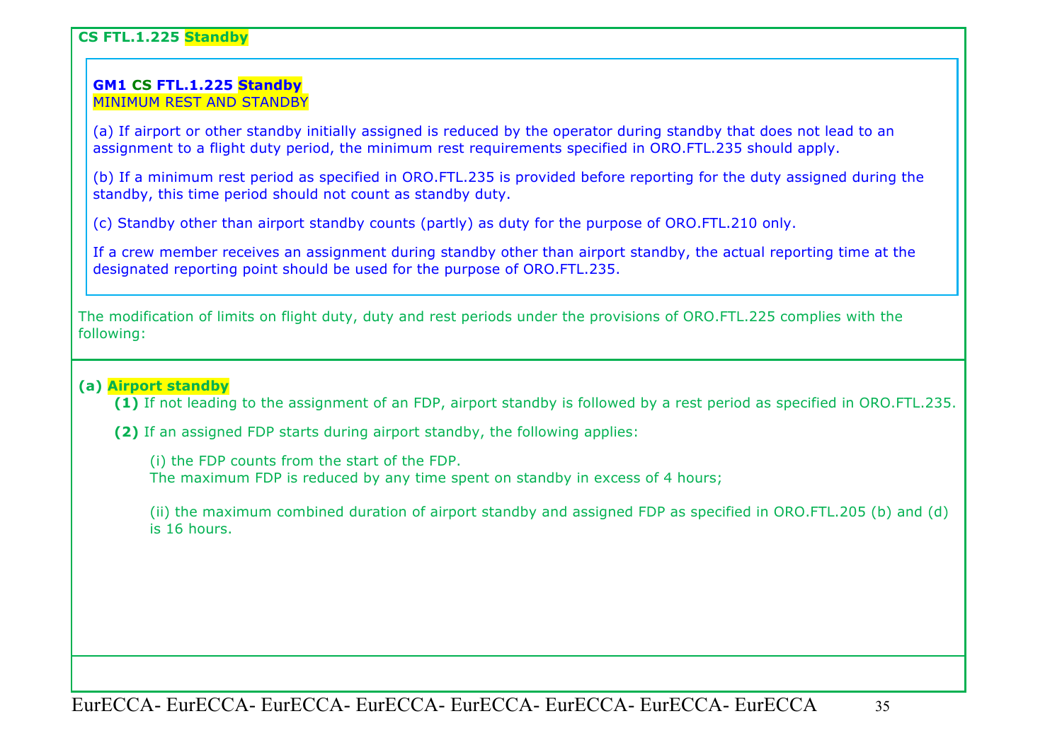**CS FTL.1.225 Standby**

**GM1 CS FTL.1.225 Standby**

MINIMUM REST AND STANDBY

(a) If airport or other standby initially assigned is reduced by the operator during standby that does not lead to an assignment to a flight duty period, the minimum rest requirements specified in ORO.FTL.235 should apply.

(b) If a minimum rest period as specified in ORO.FTL.235 is provided before reporting for the duty assigned during the standby, this time period should not count as standby duty.

(c) Standby other than airport standby counts (partly) as duty for the purpose of ORO.FTL.210 only.

If a crew member receives an assignment during standby other than airport standby, the actual reporting time at the designated reporting point should be used for the purpose of ORO.FTL.235.

The modification of limits on flight duty, duty and rest periods under the provisions of ORO.FTL.225 complies with the following:

**(a) Airport standby**

**(1)** If not leading to the assignment of an FDP, airport standby is followed by a rest period as specified in ORO.FTL.235.

**(2)** If an assigned FDP starts during airport standby, the following applies:

(i) the FDP counts from the start of the FDP.
The maximum FDP is reduced by any time spent on standby in excess of 4 hours;

(ii) the maximum combined duration of airport standby and assigned FDP as specified in ORO.FTL.205 (b) and (d) is 16 hours.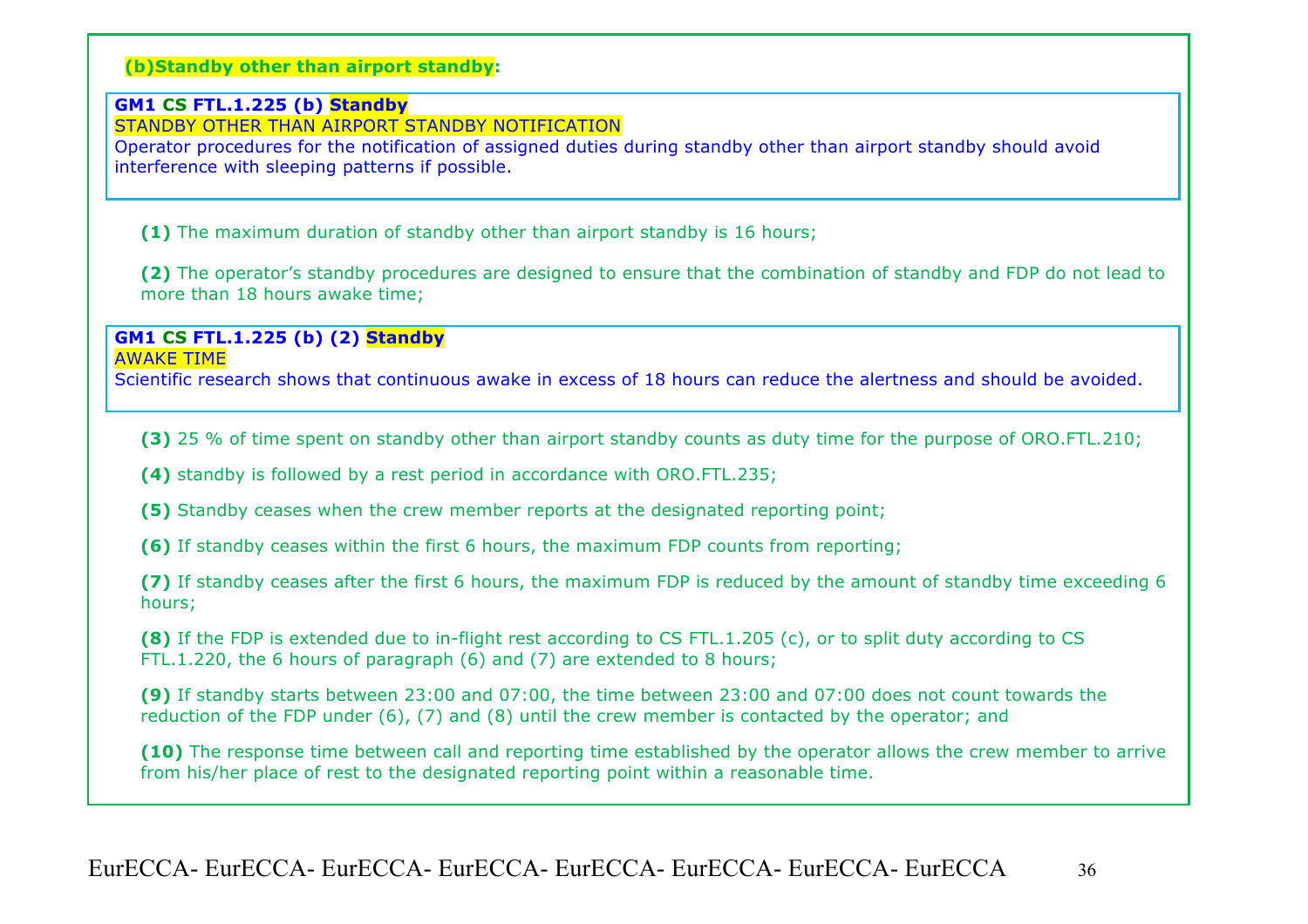**(b) Standby other than airport standby:**

> **GM1 CS FTL.1.225 (b) Standby**
>
> STANDBY OTHER THAN AIRPORT STANDBY NOTIFICATION
>
> Operator procedures for the notification of assigned duties during standby other than airport standby should avoid interference with sleeping patterns if possible.

**(1)** The maximum duration of standby other than airport standby is 16 hours;

**(2)** The operator's standby procedures are designed to ensure that the combination of standby and FDP do not lead to more than 18 hours awake time;

> **GM1 CS FTL.1.225 (b) (2) Standby**
>
> AWAKE TIME
>
> Scientific research shows that continuous awake in excess of 18 hours can reduce the alertness and should be avoided.

**(3)** 25 % of time spent on standby other than airport standby counts as duty time for the purpose of ORO.FTL.210;

**(4)** standby is followed by a rest period in accordance with ORO.FTL.235;

**(5)** Standby ceases when the crew member reports at the designated reporting point;

**(6)** If standby ceases within the first 6 hours, the maximum FDP counts from reporting;

**(7)** If standby ceases after the first 6 hours, the maximum FDP is reduced by the amount of standby time exceeding 6 hours;

**(8)** If the FDP is extended due to in-flight rest according to CS FTL.1.205 (c), or to split duty according to CS FTL.1.220, the 6 hours of paragraph (6) and (7) are extended to 8 hours;

**(9)** If standby starts between 23:00 and 07:00, the time between 23:00 and 07:00 does not count towards the reduction of the FDP under (6), (7) and (8) until the crew member is contacted by the operator; and

**(10)** The response time between call and reporting time established by the operator allows the crew member to arrive from his/her place of rest to the designated reporting point within a reasonable time.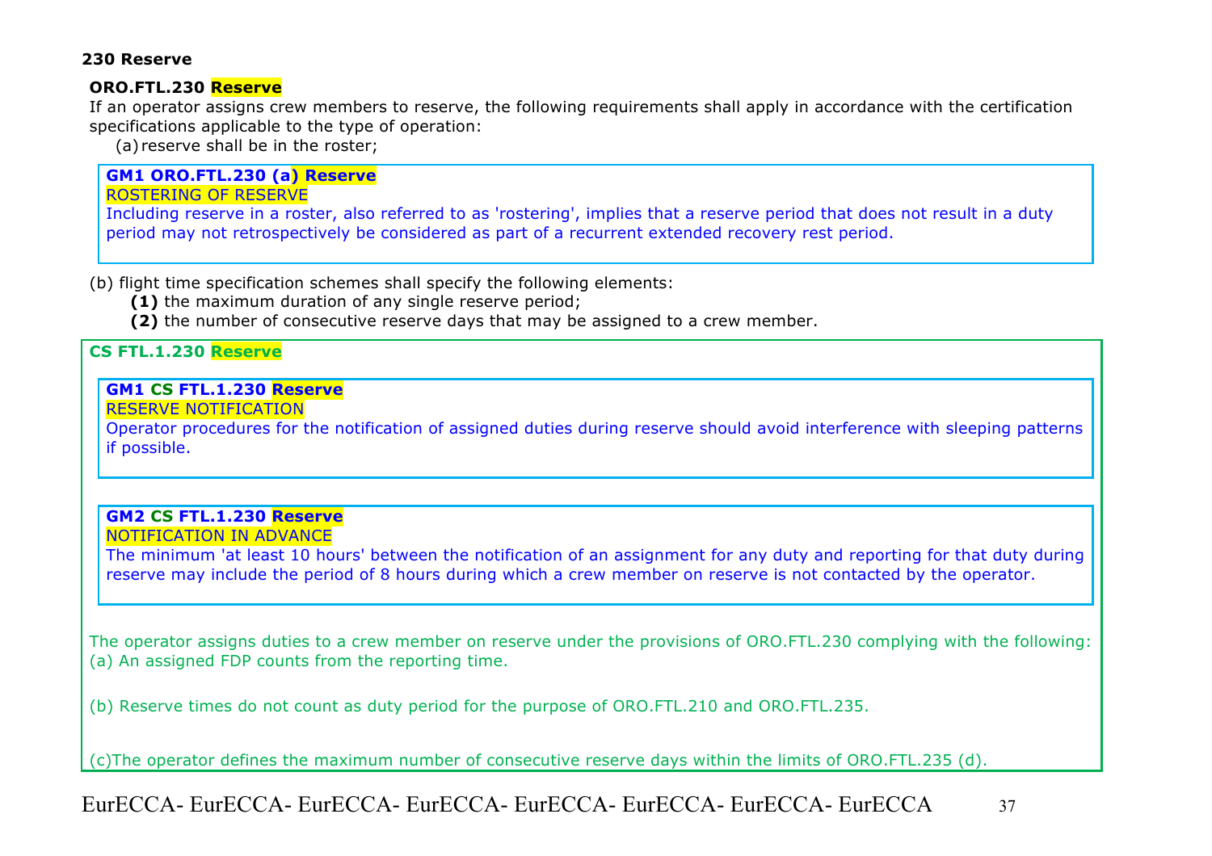**230 Reserve**

**ORO.FTL.230 Reserve**

If an operator assigns crew members to reserve, the following requirements shall apply in accordance with the certification specifications applicable to the type of operation:

(a) reserve shall be in the roster;

> **GM1 ORO.FTL.230 (a) Reserve**
>
> ROSTERING OF RESERVE
>
> Including reserve in a roster, also referred to as 'rostering', implies that a reserve period that does not result in a duty period may not retrospectively be considered as part of a recurrent extended recovery rest period.

(b) flight time specification schemes shall specify the following elements:

**(1)** the maximum duration of any single reserve period;

**(2)** the number of consecutive reserve days that may be assigned to a crew member.

**CS FTL.1.230 Reserve**

> **GM1 CS FTL.1.230 Reserve**
>
> RESERVE NOTIFICATION
>
> Operator procedures for the notification of assigned duties during reserve should avoid interference with sleeping patterns if possible.

> **GM2 CS FTL.1.230 Reserve**
>
> NOTIFICATION IN ADVANCE
>
> The minimum 'at least 10 hours' between the notification of an assignment for any duty and reporting for that duty during reserve may include the period of 8 hours during which a crew member on reserve is not contacted by the operator.

The operator assigns duties to a crew member on reserve under the provisions of ORO.FTL.230 complying with the following:

(a) An assigned FDP counts from the reporting time.

(b) Reserve times do not count as duty period for the purpose of ORO.FTL.210 and ORO.FTL.235.

(c)The operator defines the maximum number of consecutive reserve days within the limits of ORO.FTL.235 (d).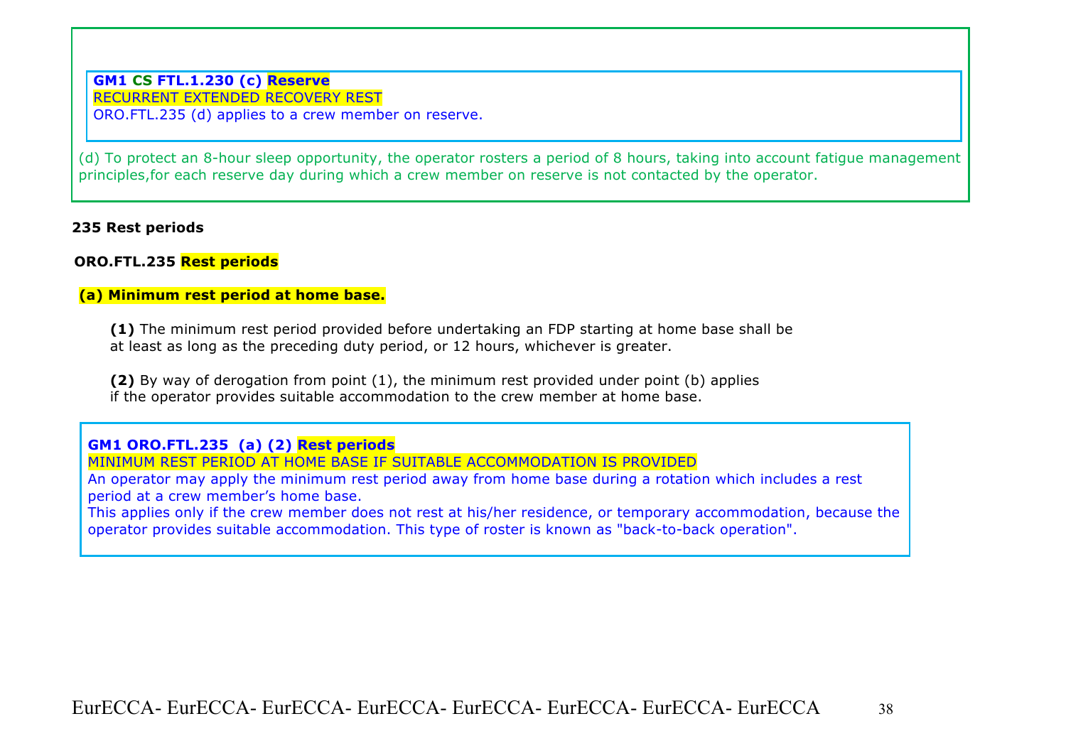**GM1 CS FTL.1.230 (c) Reserve**

RECURRENT EXTENDED RECOVERY REST

ORO.FTL.235 (d) applies to a crew member on reserve.

(d) To protect an 8-hour sleep opportunity, the operator rosters a period of 8 hours, taking into account fatigue management principles,for each reserve day during which a crew member on reserve is not contacted by the operator.

**235 Rest periods**

**ORO.FTL.235 Rest periods**

**(a) Minimum rest period at home base.**

**(1)** The minimum rest period provided before undertaking an FDP starting at home base shall be at least as long as the preceding duty period, or 12 hours, whichever is greater.

**(2)** By way of derogation from point (1), the minimum rest provided under point (b) applies if the operator provides suitable accommodation to the crew member at home base.

**GM1 ORO.FTL.235 (a) (2) Rest periods**

MINIMUM REST PERIOD AT HOME BASE IF SUITABLE ACCOMMODATION IS PROVIDED

An operator may apply the minimum rest period away from home base during a rotation which includes a rest period at a crew member's home base.

This applies only if the crew member does not rest at his/her residence, or temporary accommodation, because the operator provides suitable accommodation. This type of roster is known as "back-to-back operation".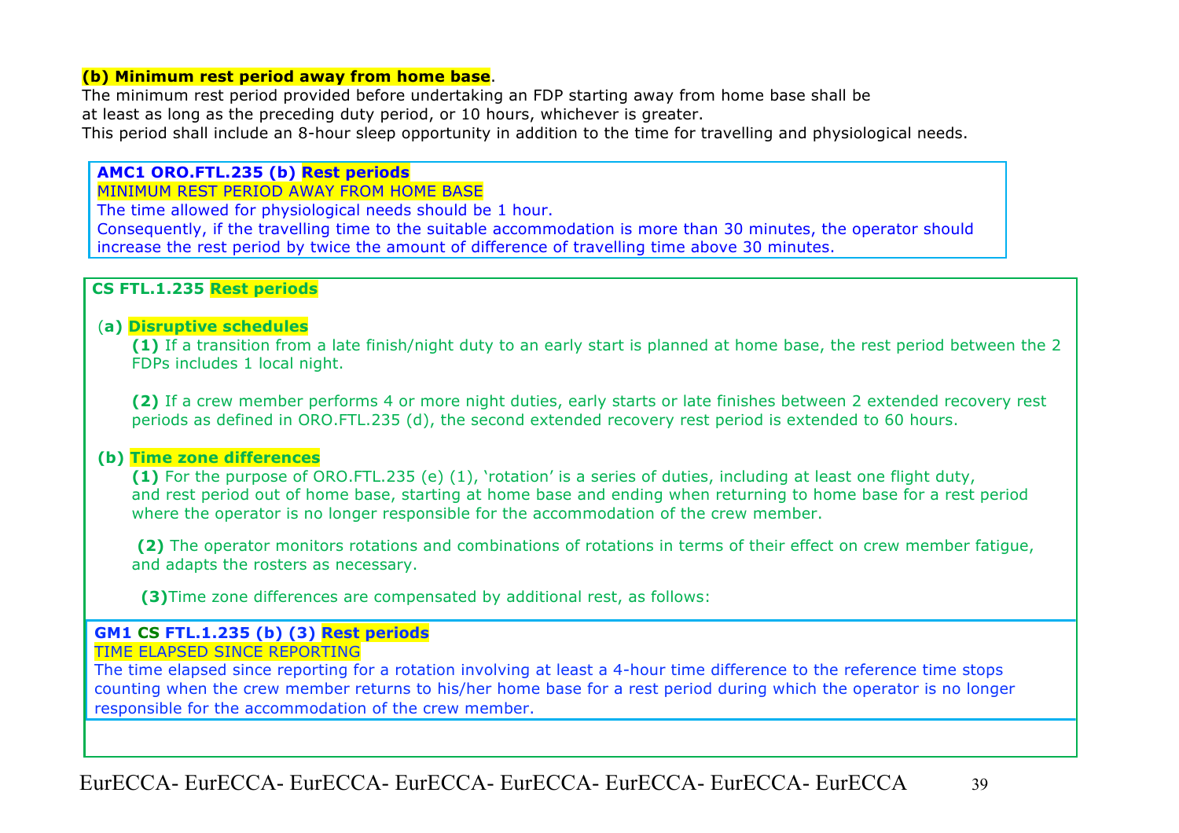**(b) Minimum rest period away from home base**.

The minimum rest period provided before undertaking an FDP starting away from home base shall be at least as long as the preceding duty period, or 10 hours, whichever is greater.
This period shall include an 8-hour sleep opportunity in addition to the time for travelling and physiological needs.

**AMC1 ORO.FTL.235 (b) Rest periods**

MINIMUM REST PERIOD AWAY FROM HOME BASE

The time allowed for physiological needs should be 1 hour.
Consequently, if the travelling time to the suitable accommodation is more than 30 minutes, the operator should increase the rest period by twice the amount of difference of travelling time above 30 minutes.

**CS FTL.1.235 Rest periods**

**(a) Disruptive schedules**

**(1)** If a transition from a late finish/night duty to an early start is planned at home base, the rest period between the 2 FDPs includes 1 local night.

**(2)** If a crew member performs 4 or more night duties, early starts or late finishes between 2 extended recovery rest periods as defined in ORO.FTL.235 (d), the second extended recovery rest period is extended to 60 hours.

**(b) Time zone differences**

**(1)** For the purpose of ORO.FTL.235 (e) (1), 'rotation' is a series of duties, including at least one flight duty, and rest period out of home base, starting at home base and ending when returning to home base for a rest period where the operator is no longer responsible for the accommodation of the crew member.

**(2)** The operator monitors rotations and combinations of rotations in terms of their effect on crew member fatigue, and adapts the rosters as necessary.

**(3)** Time zone differences are compensated by additional rest, as follows:

**GM1 CS FTL.1.235 (b) (3) Rest periods**

TIME ELAPSED SINCE REPORTING

The time elapsed since reporting for a rotation involving at least a 4-hour time difference to the reference time stops counting when the crew member returns to his/her home base for a rest period during which the operator is no longer responsible for the accommodation of the crew member.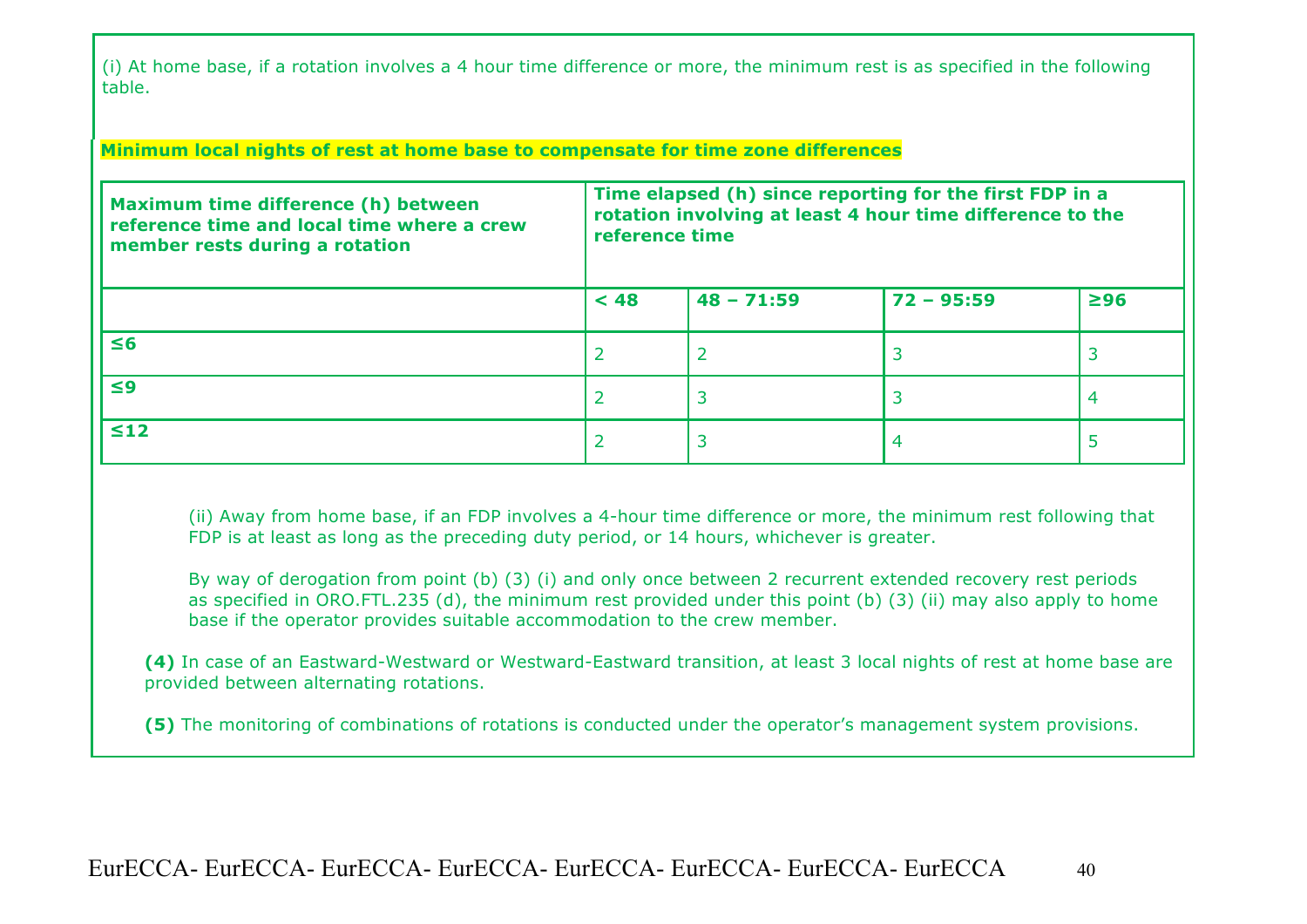(i) At home base, if a rotation involves a 4 hour time difference or more, the minimum rest is as specified in the following table.

**Minimum local nights of rest at home base to compensate for time zone differences**

| **Maximum time difference (h) between reference time and local time where a crew member rests during a rotation** | **Time elapsed (h) since reporting for the first FDP in a rotation involving at least 4 hour time difference to the reference time** | | | |
|---|---|---|---|---|
| | **< 48** | **48 – 71:59** | **72 – 95:59** | **≥96** |
| **≤6** | 2 | 2 | 3 | 3 |
| **≤9** | 2 | 3 | 3 | 4 |
| **≤12** | 2 | 3 | 4 | 5 |

(ii) Away from home base, if an FDP involves a 4-hour time difference or more, the minimum rest following that FDP is at least as long as the preceding duty period, or 14 hours, whichever is greater.

By way of derogation from point (b) (3) (i) and only once between 2 recurrent extended recovery rest periods as specified in ORO.FTL.235 (d), the minimum rest provided under this point (b) (3) (ii) may also apply to home base if the operator provides suitable accommodation to the crew member.

**(4)** In case of an Eastward-Westward or Westward-Eastward transition, at least 3 local nights of rest at home base are provided between alternating rotations.

**(5)** The monitoring of combinations of rotations is conducted under the operator's management system provisions.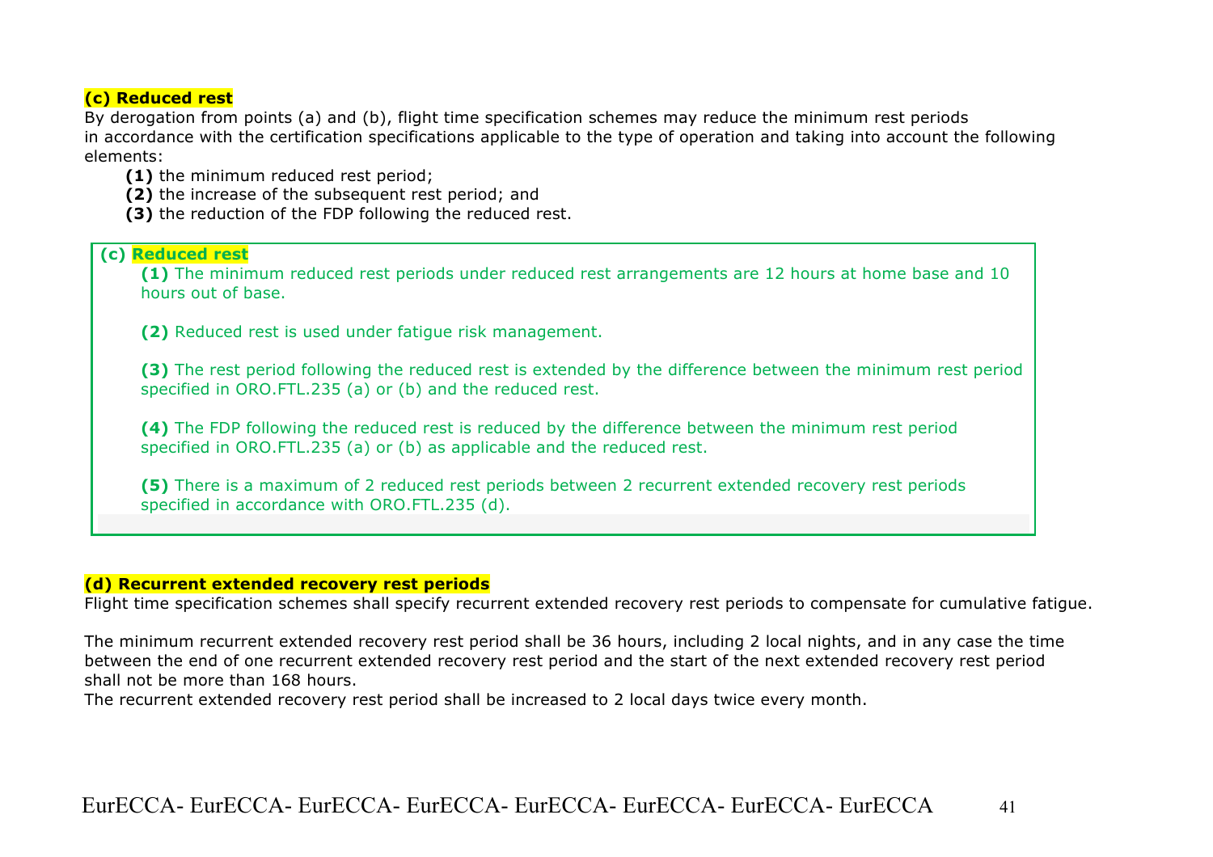**(c) Reduced rest**

By derogation from points (a) and (b), flight time specification schemes may reduce the minimum rest periods in accordance with the certification specifications applicable to the type of operation and taking into account the following elements:

- **(1)** the minimum reduced rest period;
- **(2)** the increase of the subsequent rest period; and
- **(3)** the reduction of the FDP following the reduced rest.

> **(c) Reduced rest**
>
> **(1)** The minimum reduced rest periods under reduced rest arrangements are 12 hours at home base and 10 hours out of base.
>
> **(2)** Reduced rest is used under fatigue risk management.
>
> **(3)** The rest period following the reduced rest is extended by the difference between the minimum rest period specified in ORO.FTL.235 (a) or (b) and the reduced rest.
>
> **(4)** The FDP following the reduced rest is reduced by the difference between the minimum rest period specified in ORO.FTL.235 (a) or (b) as applicable and the reduced rest.
>
> **(5)** There is a maximum of 2 reduced rest periods between 2 recurrent extended recovery rest periods specified in accordance with ORO.FTL.235 (d).

**(d) Recurrent extended recovery rest periods**

Flight time specification schemes shall specify recurrent extended recovery rest periods to compensate for cumulative fatigue.

The minimum recurrent extended recovery rest period shall be 36 hours, including 2 local nights, and in any case the time between the end of one recurrent extended recovery rest period and the start of the next extended recovery rest period shall not be more than 168 hours.

The recurrent extended recovery rest period shall be increased to 2 local days twice every month.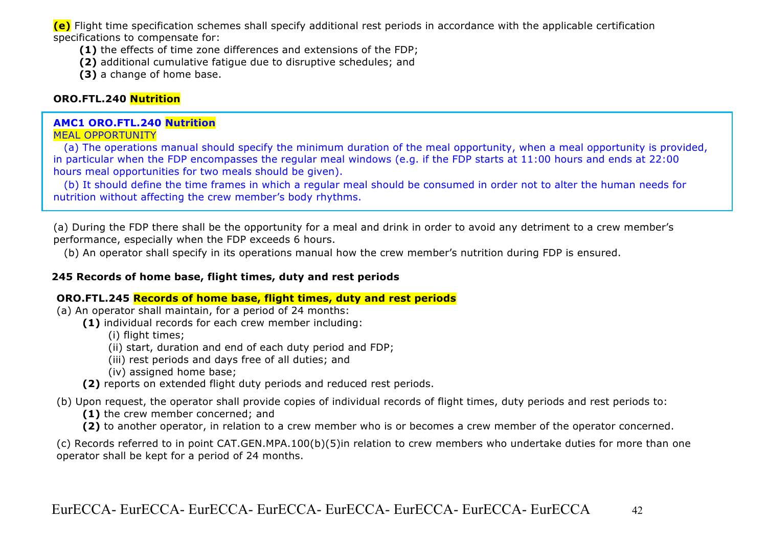**(e)** Flight time specification schemes shall specify additional rest periods in accordance with the applicable certification specifications to compensate for:

- **(1)** the effects of time zone differences and extensions of the FDP;
- **(2)** additional cumulative fatigue due to disruptive schedules; and
- **(3)** a change of home base.

### ORO.FTL.240 Nutrition

> **AMC1 ORO.FTL.240 Nutrition**
>
> MEAL OPPORTUNITY
>
> (a) The operations manual should specify the minimum duration of the meal opportunity, when a meal opportunity is provided, in particular when the FDP encompasses the regular meal windows (e.g. if the FDP starts at 11:00 hours and ends at 22:00 hours meal opportunities for two meals should be given).
>
> (b) It should define the time frames in which a regular meal should be consumed in order not to alter the human needs for nutrition without affecting the crew member's body rhythms.

(a) During the FDP there shall be the opportunity for a meal and drink in order to avoid any detriment to a crew member's performance, especially when the FDP exceeds 6 hours.

(b) An operator shall specify in its operations manual how the crew member's nutrition during FDP is ensured.

### 245 Records of home base, flight times, duty and rest periods

**ORO.FTL.245 Records of home base, flight times, duty and rest periods**

(a) An operator shall maintain, for a period of 24 months:

- **(1)** individual records for each crew member including:
  - (i) flight times;
  - (ii) start, duration and end of each duty period and FDP;
  - (iii) rest periods and days free of all duties; and
  - (iv) assigned home base;
- **(2)** reports on extended flight duty periods and reduced rest periods.

(b) Upon request, the operator shall provide copies of individual records of flight times, duty periods and rest periods to:

- **(1)** the crew member concerned; and
- **(2)** to another operator, in relation to a crew member who is or becomes a crew member of the operator concerned.

(c) Records referred to in point CAT.GEN.MPA.100(b)(5)in relation to crew members who undertake duties for more than one operator shall be kept for a period of 24 months.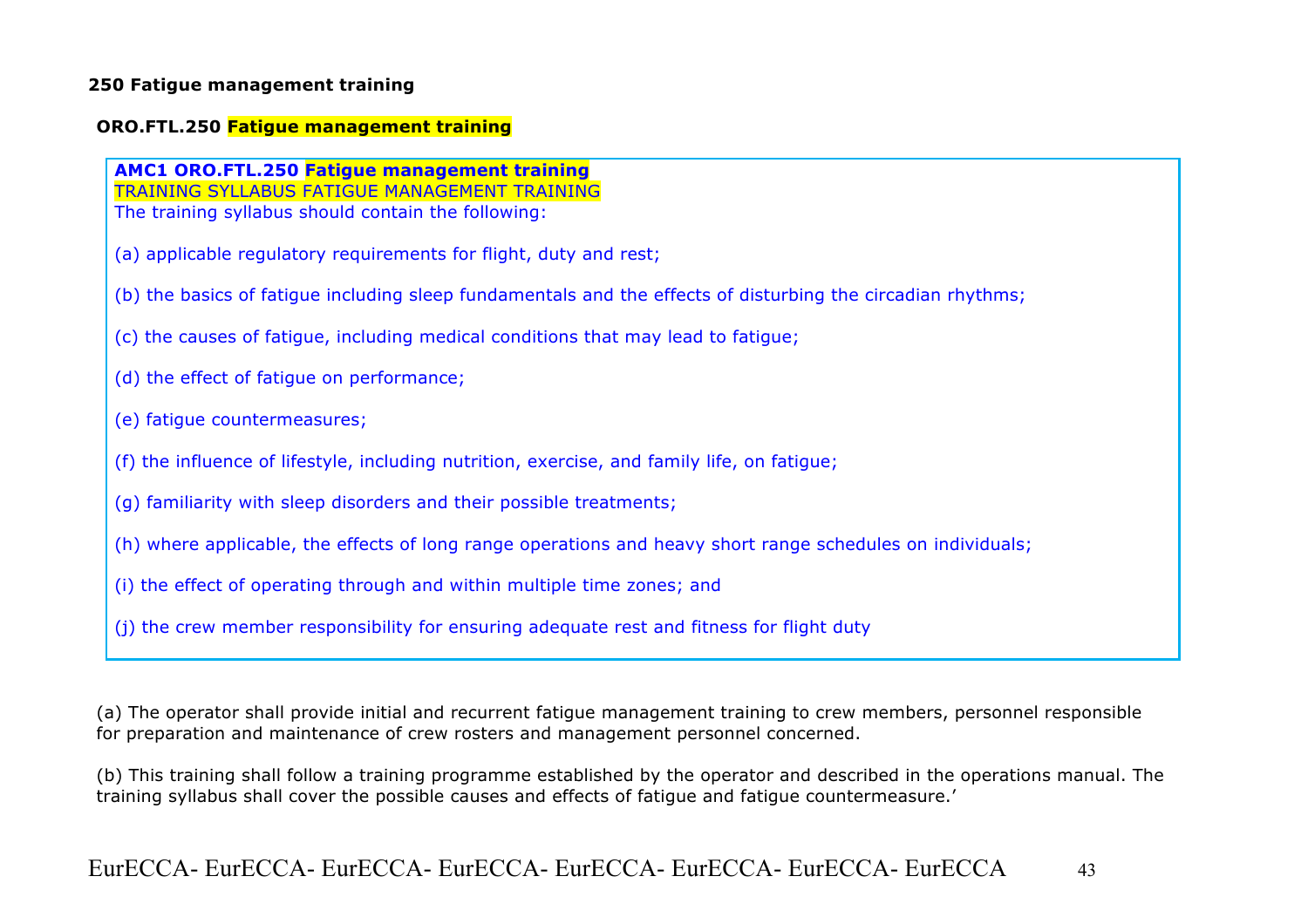**250 Fatigue management training**

**ORO.FTL.250 Fatigue management training**

> **AMC1 ORO.FTL.250 Fatigue management training**
> TRAINING SYLLABUS FATIGUE MANAGEMENT TRAINING
> The training syllabus should contain the following:
>
> (a) applicable regulatory requirements for flight, duty and rest;
>
> (b) the basics of fatigue including sleep fundamentals and the effects of disturbing the circadian rhythms;
>
> (c) the causes of fatigue, including medical conditions that may lead to fatigue;
>
> (d) the effect of fatigue on performance;
>
> (e) fatigue countermeasures;
>
> (f) the influence of lifestyle, including nutrition, exercise, and family life, on fatigue;
>
> (g) familiarity with sleep disorders and their possible treatments;
>
> (h) where applicable, the effects of long range operations and heavy short range schedules on individuals;
>
> (i) the effect of operating through and within multiple time zones; and
>
> (j) the crew member responsibility for ensuring adequate rest and fitness for flight duty

(a) The operator shall provide initial and recurrent fatigue management training to crew members, personnel responsible for preparation and maintenance of crew rosters and management personnel concerned.

(b) This training shall follow a training programme established by the operator and described in the operations manual. The training syllabus shall cover the possible causes and effects of fatigue and fatigue countermeasure.'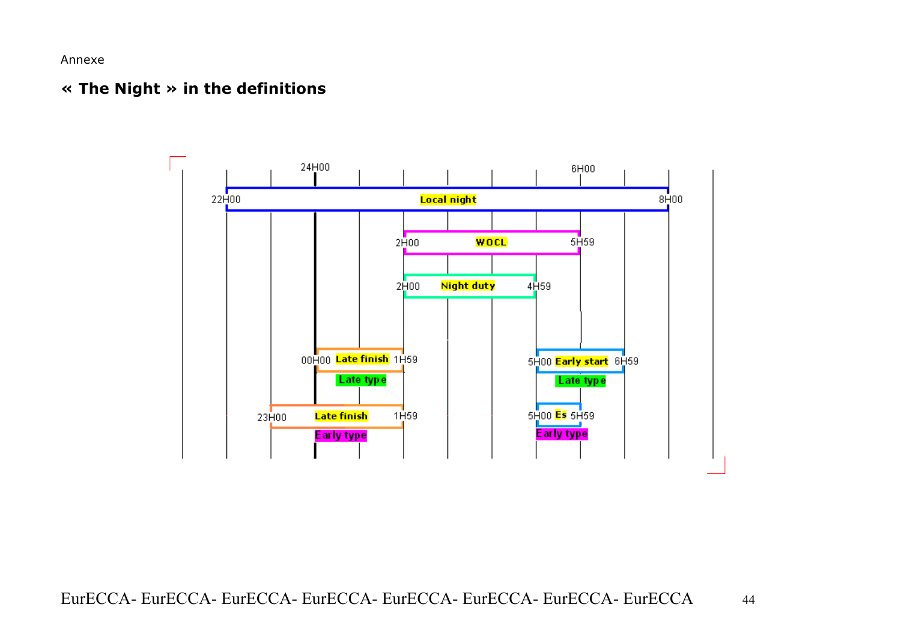Annexe

## « The Night » in the definitions

| Definition | Type | Start | End |
|---|---|---|---|
| Local night | | 22H00 | 8H00 |
| WOCL | | 2H00 | 5H59 |
| Night duty | | 2H00 | 4H59 |
| Late finish | Late type | 00H00 | 1H59 |
| Early start | Late type | 5H00 | 6H59 |
| Late finish | Early type | 23H00 | 1H59 |
| Es | Early type | 5H00 | 5H59 |

EurECCA- EurECCA- EurECCA- EurECCA- EurECCA- EurECCA- EurECCA- EurECCA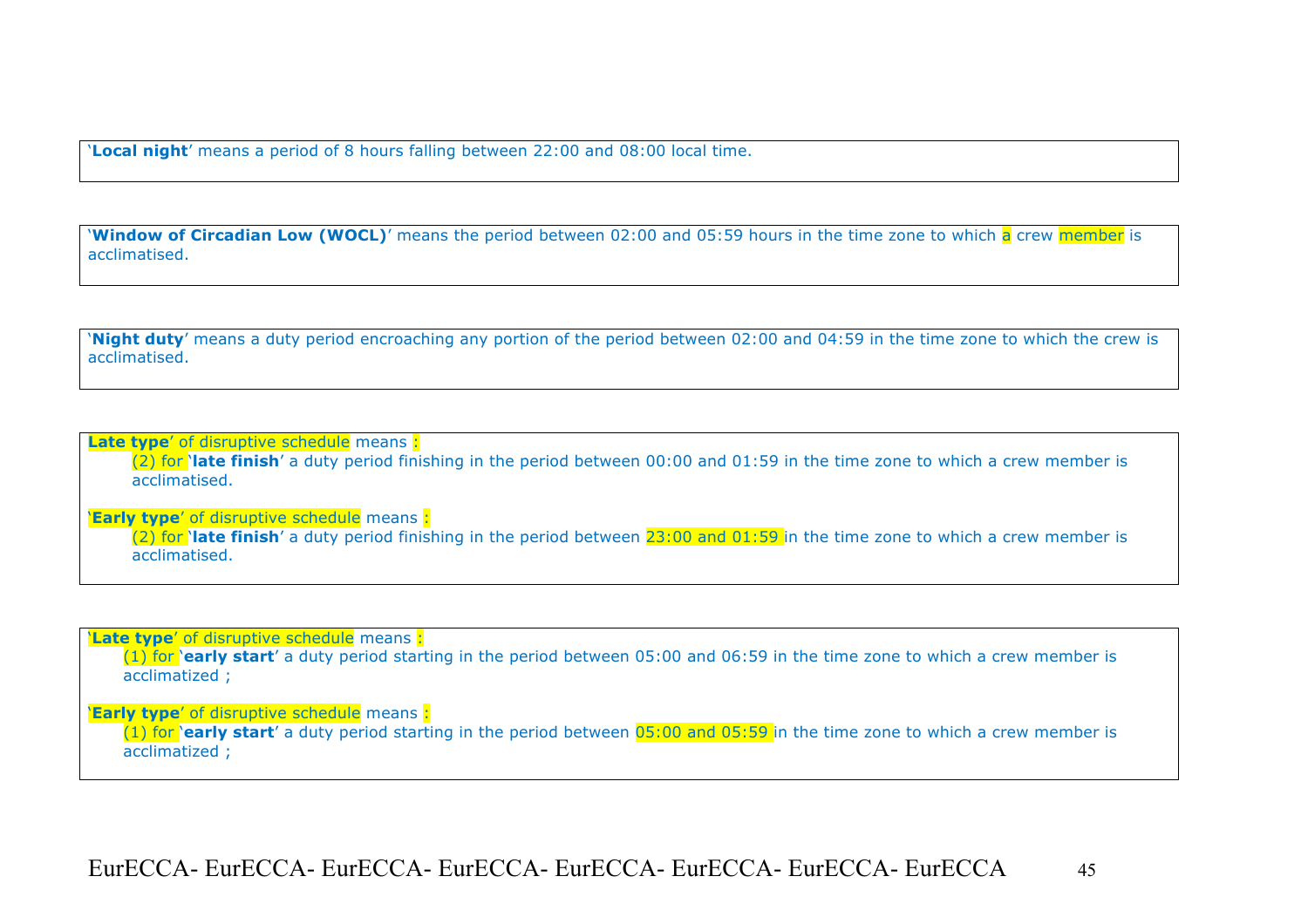'**Local night**' means a period of 8 hours falling between 22:00 and 08:00 local time.

'**Window of Circadian Low (WOCL)**' means the period between 02:00 and 05:59 hours in the time zone to which a crew member is acclimatised.

'**Night duty**' means a duty period encroaching any portion of the period between 02:00 and 04:59 in the time zone to which the crew is acclimatised.

**Late type**' of disruptive schedule means :

> (2) for '**late finish**' a duty period finishing in the period between 00:00 and 01:59 in the time zone to which a crew member is acclimatised.

'**Early type**' of disruptive schedule means :

> (2) for '**late finish**' a duty period finishing in the period between 23:00 and 01:59 in the time zone to which a crew member is acclimatised.

'**Late type**' of disruptive schedule means :

> (1) for '**early start**' a duty period starting in the period between 05:00 and 06:59 in the time zone to which a crew member is acclimatized ;

'**Early type**' of disruptive schedule means :

> (1) for '**early start**' a duty period starting in the period between 05:00 and 05:59 in the time zone to which a crew member is acclimatized ;